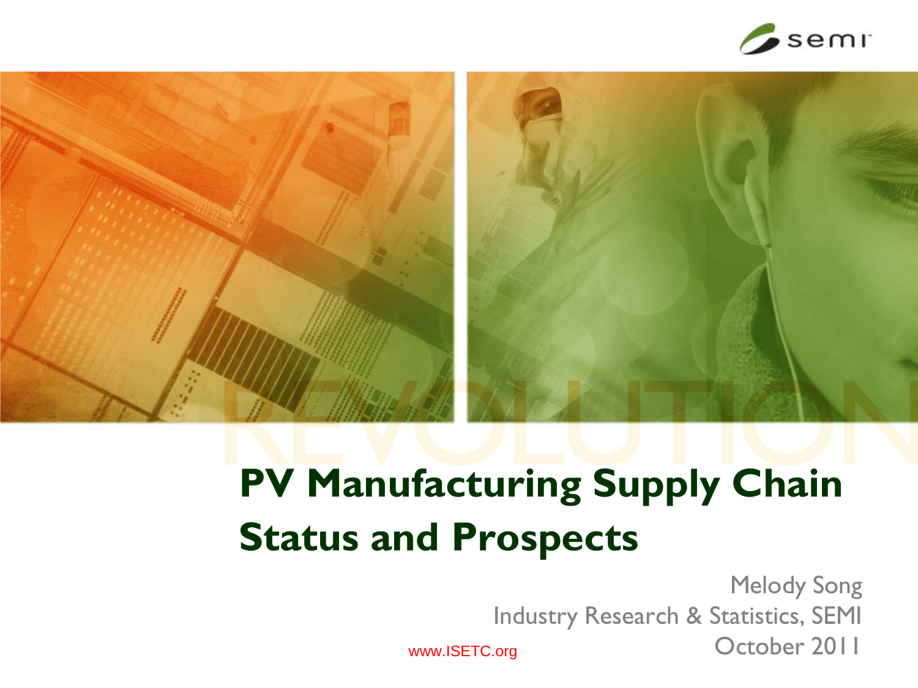# PV Manufacturing Supply Chain Status and Prospects

Melody Song

Industry Research & Statistics, SEMI

October 2011

www.ISETC.org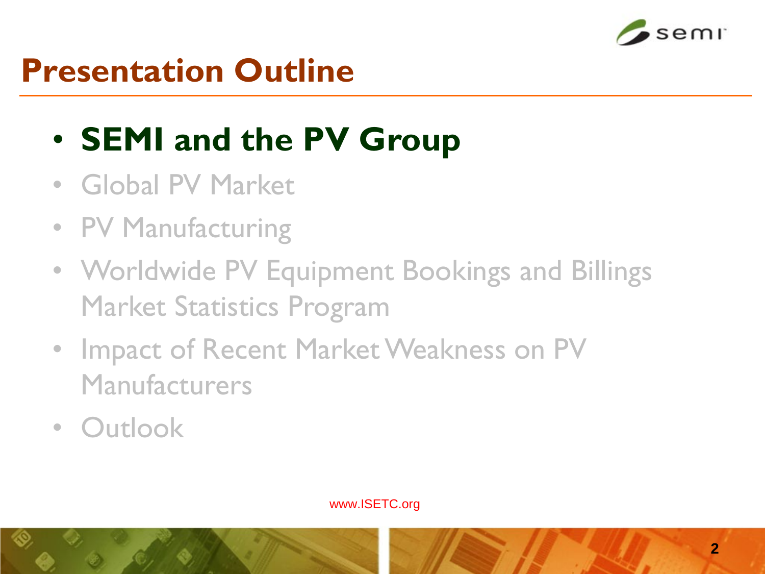# Presentation Outline

- **SEMI and the PV Group**
- Global PV Market
- PV Manufacturing
- Worldwide PV Equipment Bookings and Billings Market Statistics Program
- Impact of Recent Market Weakness on PV Manufacturers
- Outlook

www.ISETC.org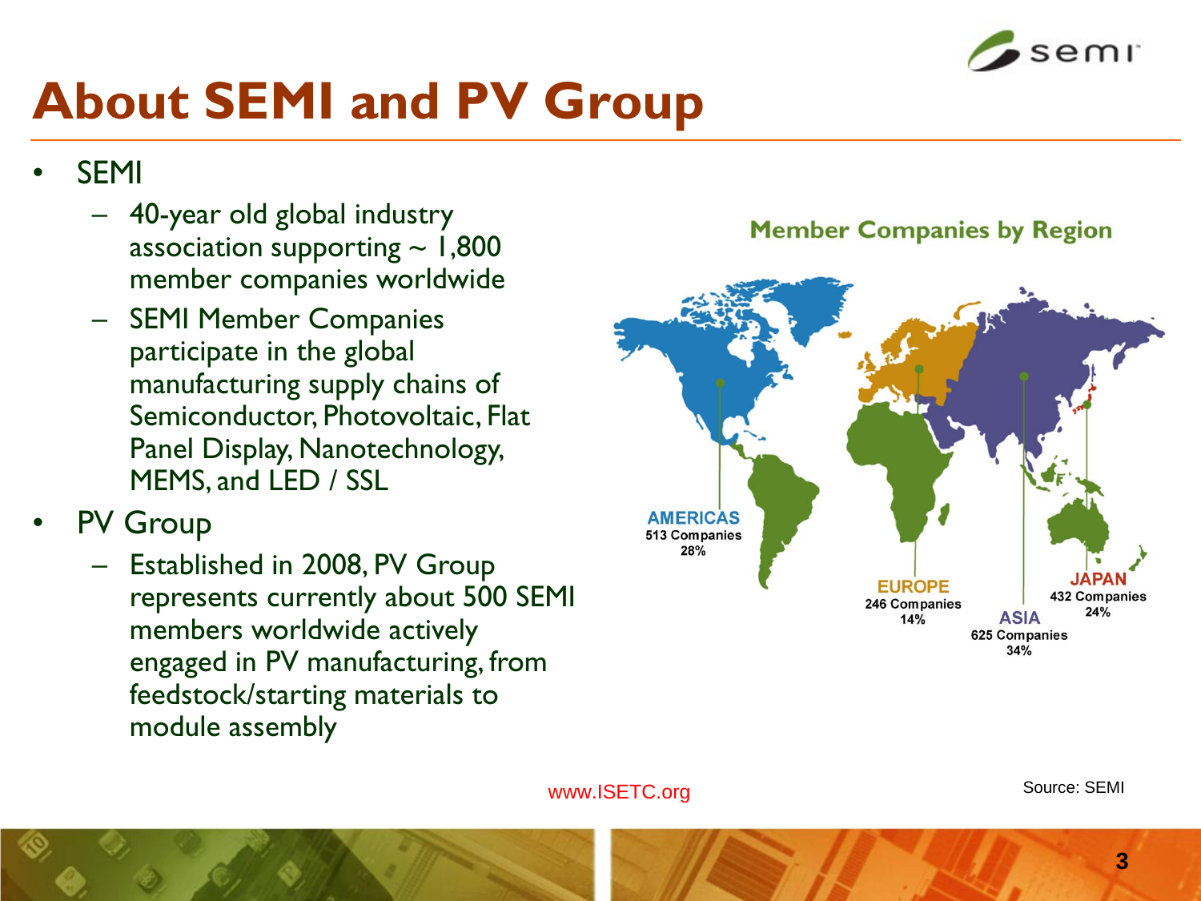# About SEMI and PV Group

- SEMI
  - 40-year old global industry association supporting ~ 1,800 member companies worldwide
  - SEMI Member Companies participate in the global manufacturing supply chains of Semiconductor, Photovoltaic, Flat Panel Display, Nanotechnology, MEMS, and LED / SSL
- PV Group
  - Established in 2008, PV Group represents currently about 500 SEMI members worldwide actively engaged in PV manufacturing, from feedstock/starting materials to module assembly

**Member Companies by Region**

| Region | Companies | Share |
| --- | --- | --- |
| AMERICAS | 513 Companies | 28% |
| EUROPE | 246 Companies | 14% |
| ASIA | 625 Companies | 34% |
| JAPAN | 432 Companies | 24% |

Source: SEMI

www.ISETC.org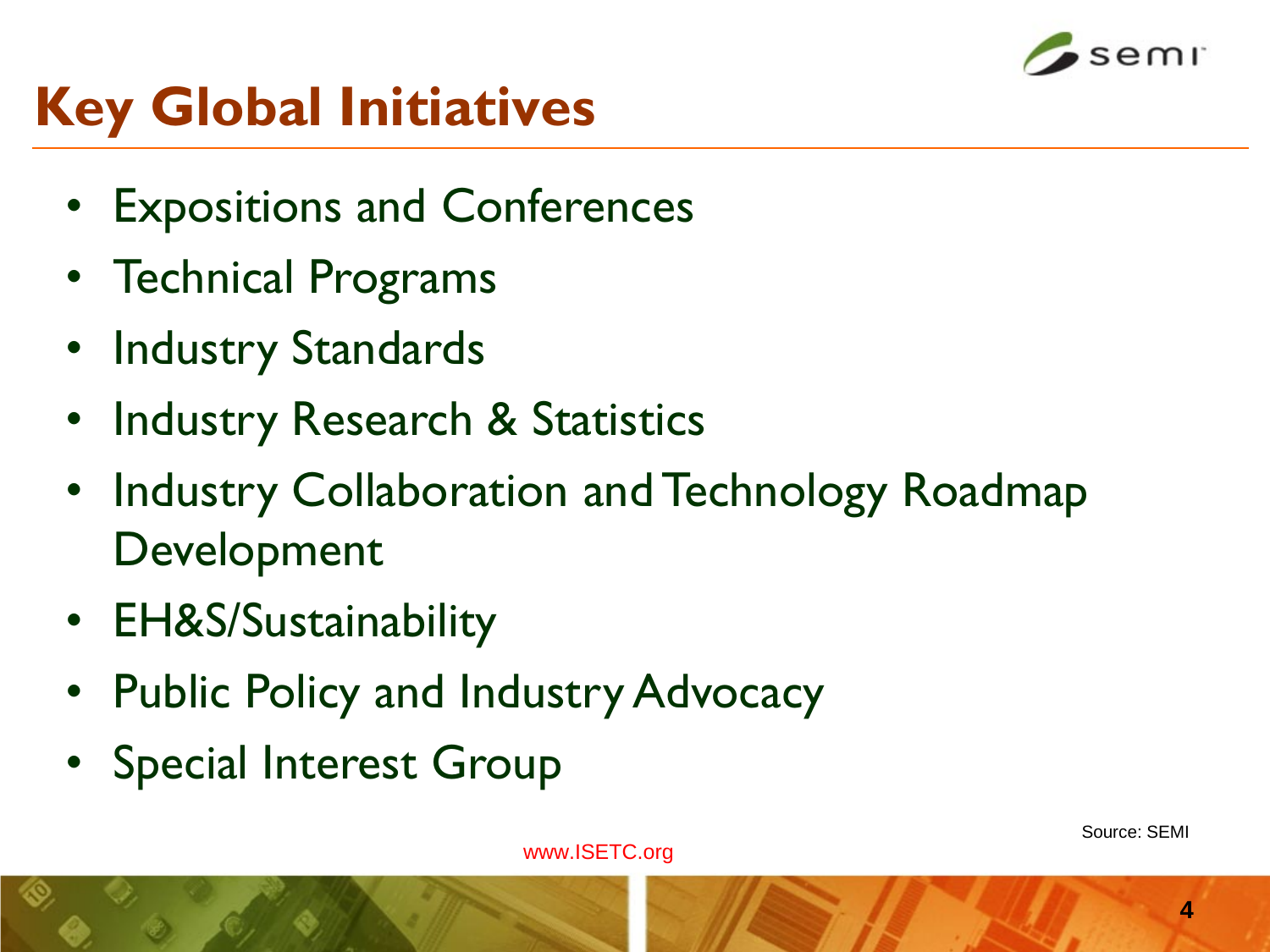# Key Global Initiatives

- Expositions and Conferences
- Technical Programs
- Industry Standards
- Industry Research & Statistics
- Industry Collaboration and Technology Roadmap Development
- EH&S/Sustainability
- Public Policy and Industry Advocacy
- Special Interest Group

Source: SEMI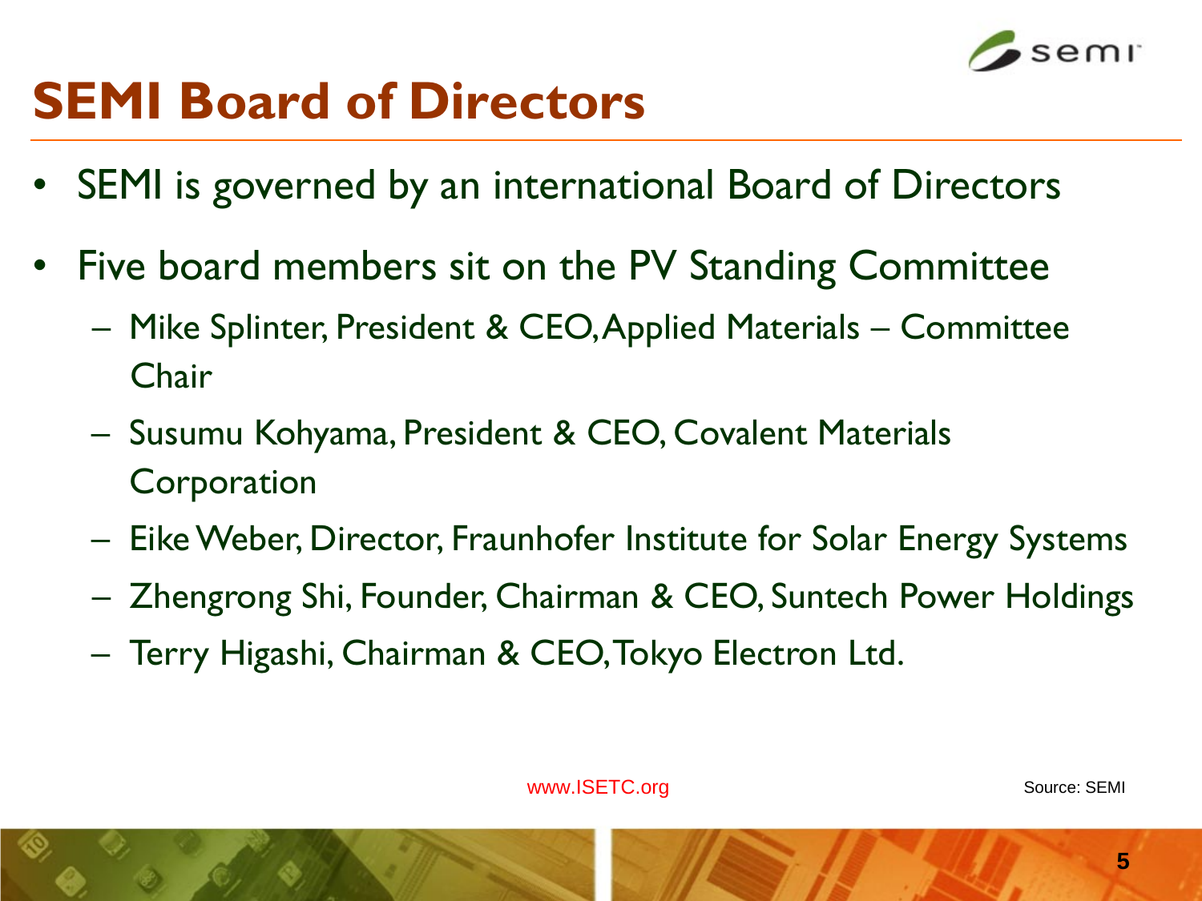# SEMI Board of Directors

- SEMI is governed by an international Board of Directors
- Five board members sit on the PV Standing Committee
  - Mike Splinter, President & CEO, Applied Materials – Committee Chair
  - Susumu Kohyama, President & CEO, Covalent Materials Corporation
  - Eike Weber, Director, Fraunhofer Institute for Solar Energy Systems
  - Zhengrong Shi, Founder, Chairman & CEO, Suntech Power Holdings
  - Terry Higashi, Chairman & CEO, Tokyo Electron Ltd.

www.ISETC.org

Source: SEMI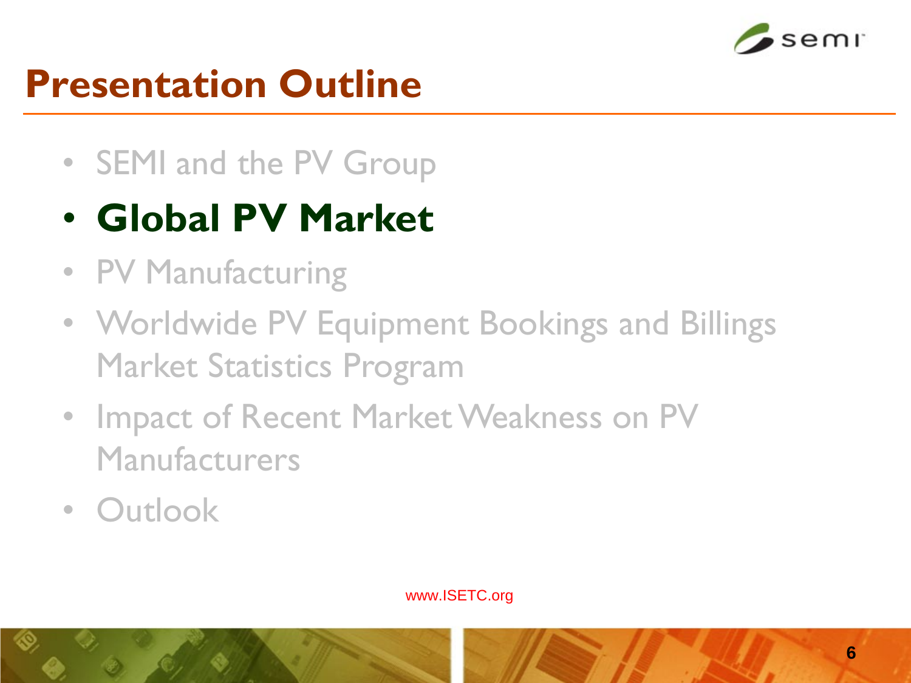# Presentation Outline

- SEMI and the PV Group
- **Global PV Market**
- PV Manufacturing
- Worldwide PV Equipment Bookings and Billings Market Statistics Program
- Impact of Recent Market Weakness on PV Manufacturers
- Outlook

www.ISETC.org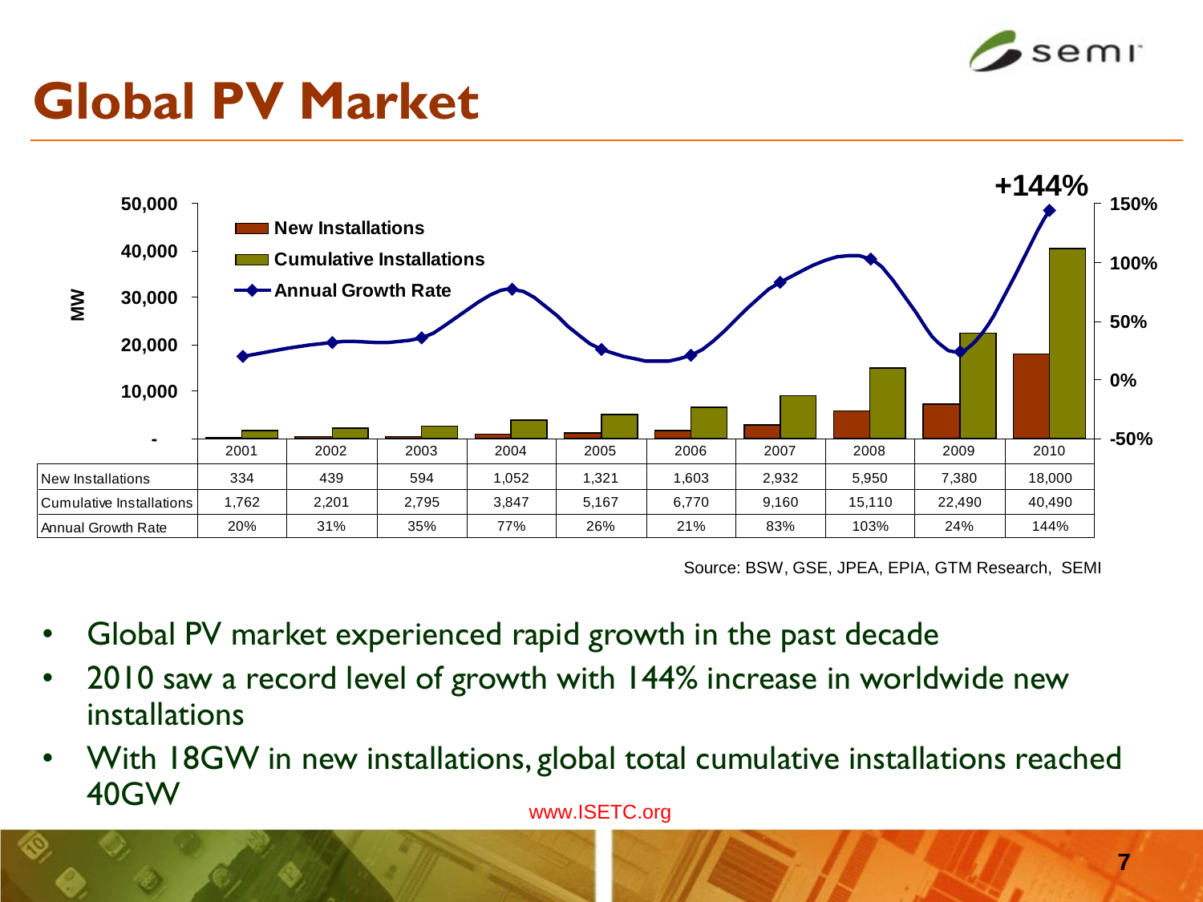# Global PV Market

| | 2001 | 2002 | 2003 | 2004 | 2005 | 2006 | 2007 | 2008 | 2009 | 2010 |
|---|---|---|---|---|---|---|---|---|---|---|
| New Installations | 334 | 439 | 594 | 1,052 | 1,321 | 1,603 | 2,932 | 5,950 | 7,380 | 18,000 |
| Cumulative Installations | 1,762 | 2,201 | 2,795 | 3,847 | 5,167 | 6,770 | 9,160 | 15,110 | 22,490 | 40,490 |
| Annual Growth Rate | 20% | 31% | 35% | 77% | 26% | 21% | 83% | 103% | 24% | 144% |

Source: BSW, GSE, JPEA, EPIA, GTM Research, SEMI

- Global PV market experienced rapid growth in the past decade
- 2010 saw a record level of growth with 144% increase in worldwide new installations
- With 18GW in new installations, global total cumulative installations reached 40GW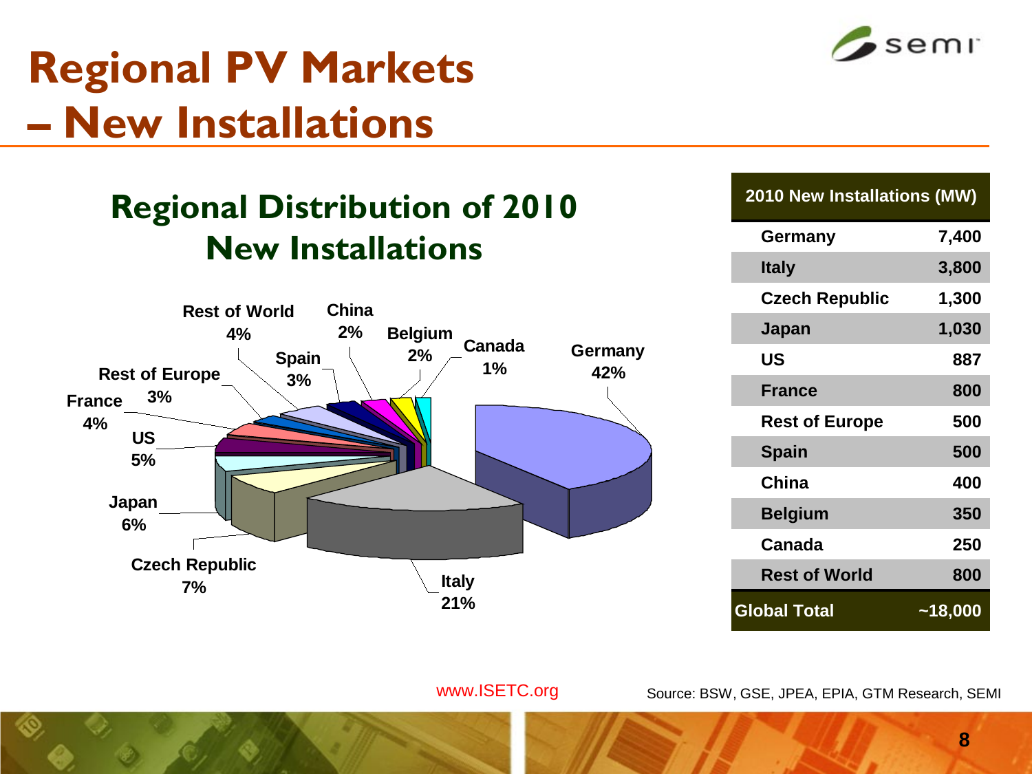# Regional PV Markets – New Installations

## Regional Distribution of 2010 New Installations

| Region | Share |
|---|---|
| Germany | 42% |
| Italy | 21% |
| Czech Republic | 7% |
| Japan | 6% |
| US | 5% |
| France | 4% |
| Rest of Europe | 3% |
| Spain | 3% |
| China | 2% |
| Belgium | 2% |
| Canada | 1% |
| Rest of World | 4% |

| 2010 New Installations (MW) | |
|---|---|
| Germany | 7,400 |
| Italy | 3,800 |
| Czech Republic | 1,300 |
| Japan | 1,030 |
| US | 887 |
| France | 800 |
| Rest of Europe | 500 |
| Spain | 500 |
| China | 400 |
| Belgium | 350 |
| Canada | 250 |
| Rest of World | 800 |
| **Global Total** | **~18,000** |

www.ISETC.org

Source: BSW, GSE, JPEA, EPIA, GTM Research, SEMI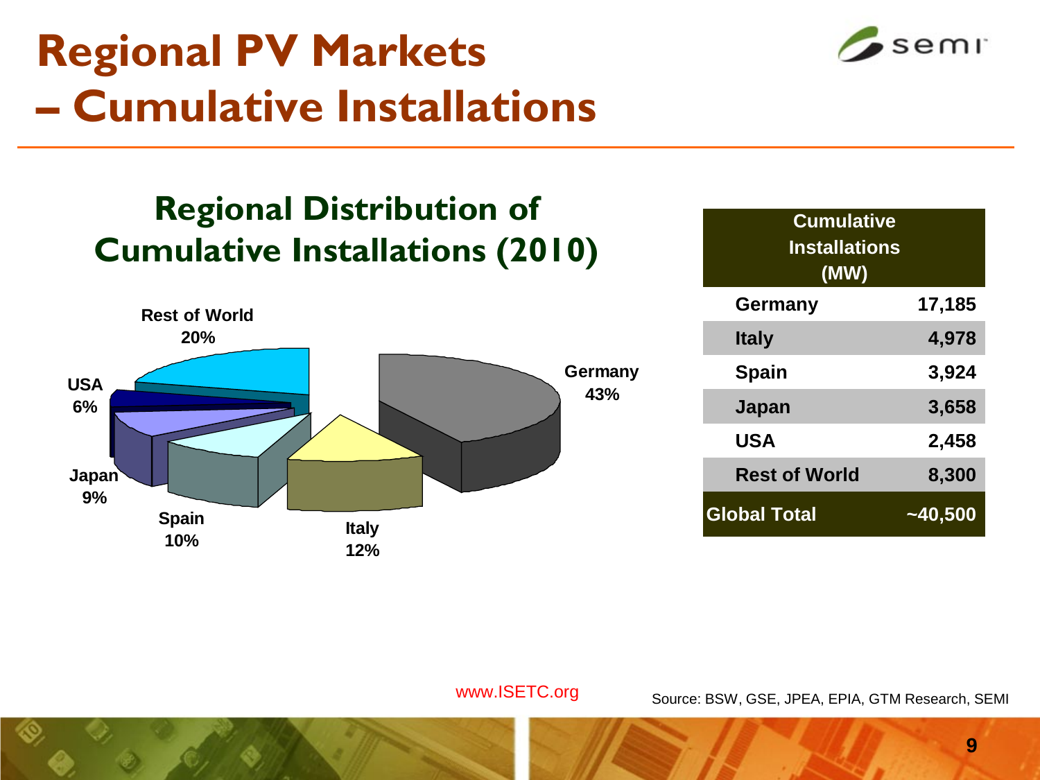# Regional PV Markets – Cumulative Installations

## Regional Distribution of Cumulative Installations (2010)

Rest of World 20%

USA 6%

Japan 9%

Spain 10%

Italy 12%

Germany 43%

| | Cumulative Installations (MW) |
|---|---|
| Germany | 17,185 |
| Italy | 4,978 |
| Spain | 3,924 |
| Japan | 3,658 |
| USA | 2,458 |
| Rest of World | 8,300 |
| Global Total | ~40,500 |

www.ISETC.org

Source: BSW, GSE, JPEA, EPIA, GTM Research, SEMI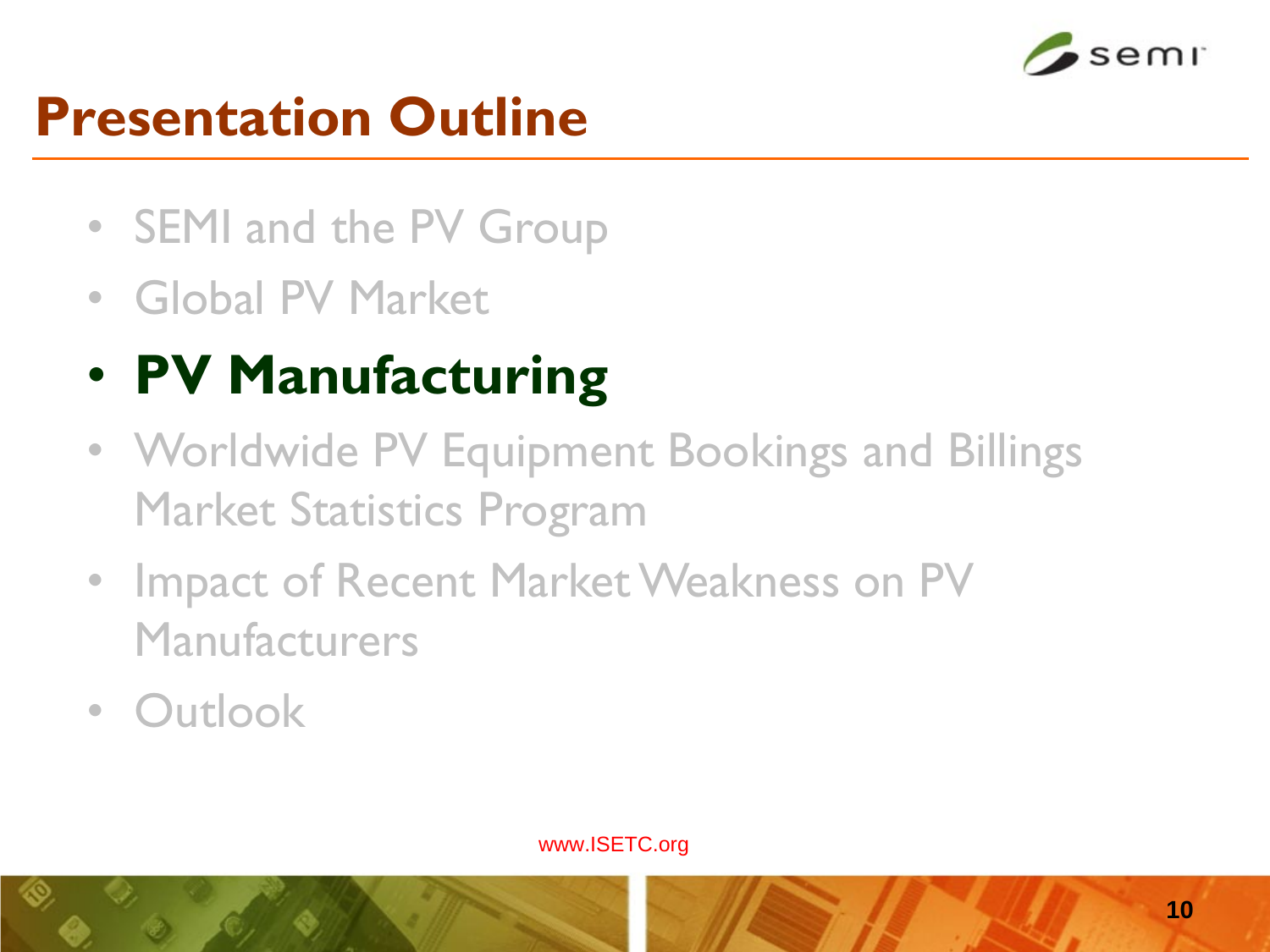# Presentation Outline

- SEMI and the PV Group
- Global PV Market
- **PV Manufacturing**
- Worldwide PV Equipment Bookings and Billings Market Statistics Program
- Impact of Recent Market Weakness on PV Manufacturers
- Outlook

www.ISETC.org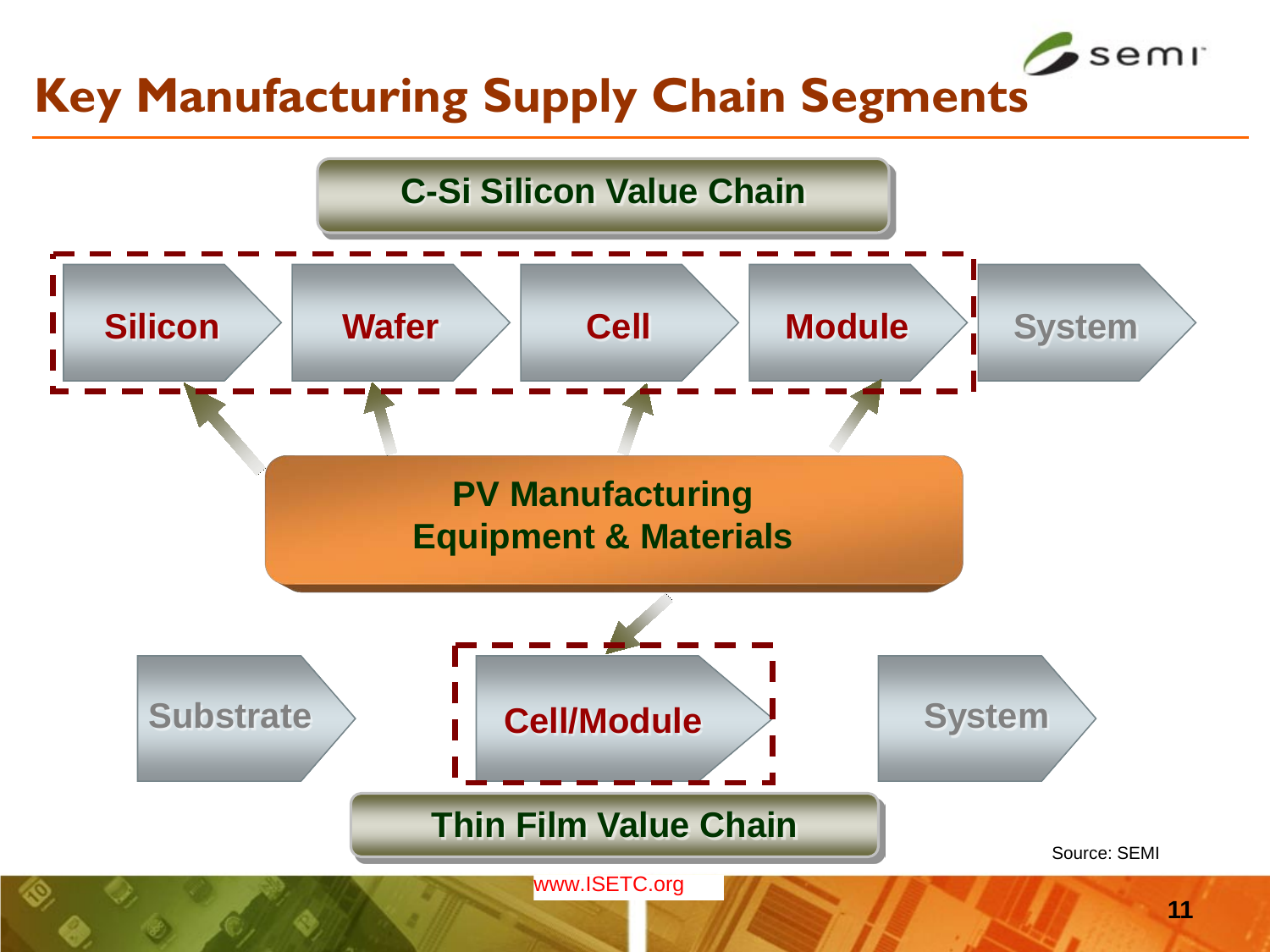# Key Manufacturing Supply Chain Segments

**C-Si Silicon Value Chain**

Silicon → Wafer → Cell → Module → System

**PV Manufacturing Equipment & Materials**

Substrate → Cell/Module → System

**Thin Film Value Chain**

Source: SEMI

www.ISETC.org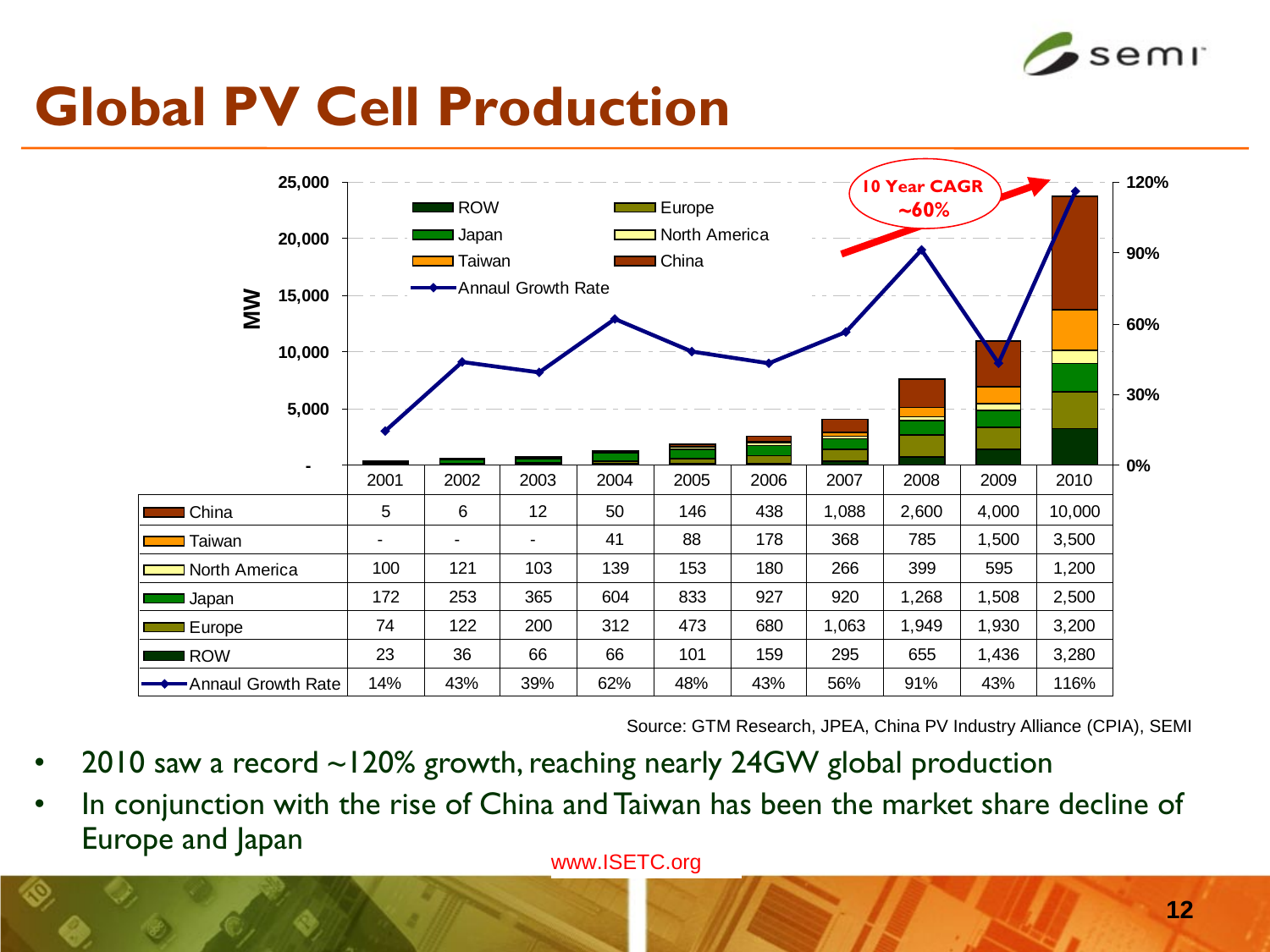# Global PV Cell Production

| | 2001 | 2002 | 2003 | 2004 | 2005 | 2006 | 2007 | 2008 | 2009 | 2010 |
|---|---|---|---|---|---|---|---|---|---|---|
| China | 5 | 6 | 12 | 50 | 146 | 438 | 1,088 | 2,600 | 4,000 | 10,000 |
| Taiwan | - | - | - | 41 | 88 | 178 | 368 | 785 | 1,500 | 3,500 |
| North America | 100 | 121 | 103 | 139 | 153 | 180 | 266 | 399 | 595 | 1,200 |
| Japan | 172 | 253 | 365 | 604 | 833 | 927 | 920 | 1,268 | 1,508 | 2,500 |
| Europe | 74 | 122 | 200 | 312 | 473 | 680 | 1,063 | 1,949 | 1,930 | 3,200 |
| ROW | 23 | 36 | 66 | 66 | 101 | 159 | 295 | 655 | 1,436 | 3,280 |
| Annaul Growth Rate | 14% | 43% | 39% | 62% | 48% | 43% | 56% | 91% | 43% | 116% |

10 Year CAGR ~60%

Source: GTM Research, JPEA, China PV Industry Alliance (CPIA), SEMI

- 2010 saw a record ~120% growth, reaching nearly 24GW global production
- In conjunction with the rise of China and Taiwan has been the market share decline of Europe and Japan

www.ISETC.org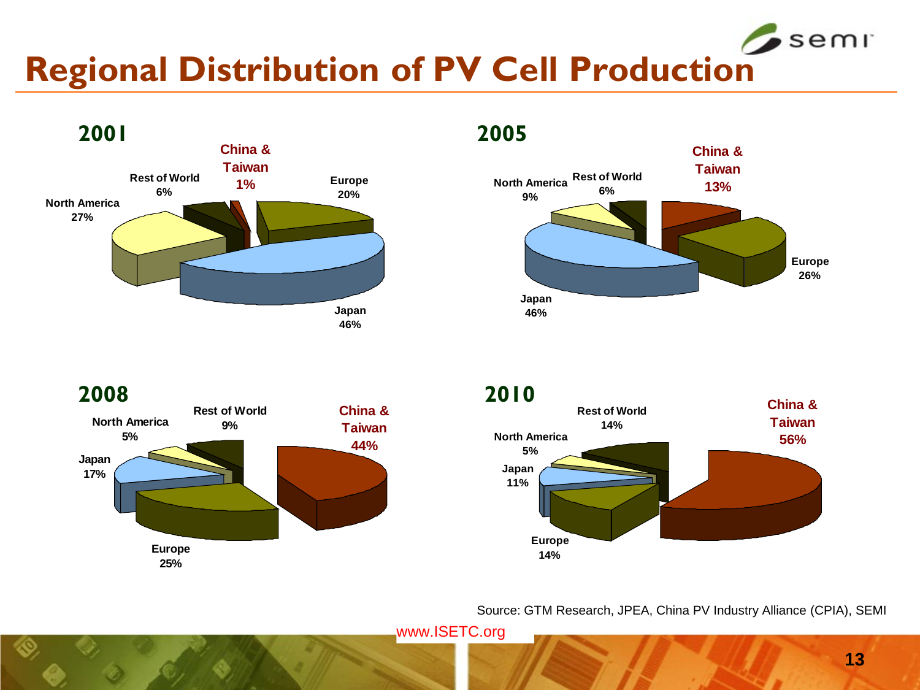# Regional Distribution of PV Cell Production

## 2001

- China & Taiwan 1%
- Europe 20%
- Japan 46%
- North America 27%
- Rest of World 6%

## 2005

- China & Taiwan 13%
- Europe 26%
- Japan 46%
- North America 9%
- Rest of World 6%

## 2008

- China & Taiwan 44%
- Europe 25%
- Japan 17%
- North America 5%
- Rest of World 9%

## 2010

- China & Taiwan 56%
- Europe 14%
- Japan 11%
- North America 5%
- Rest of World 14%

Source: GTM Research, JPEA, China PV Industry Alliance (CPIA), SEMI

www.ISETC.org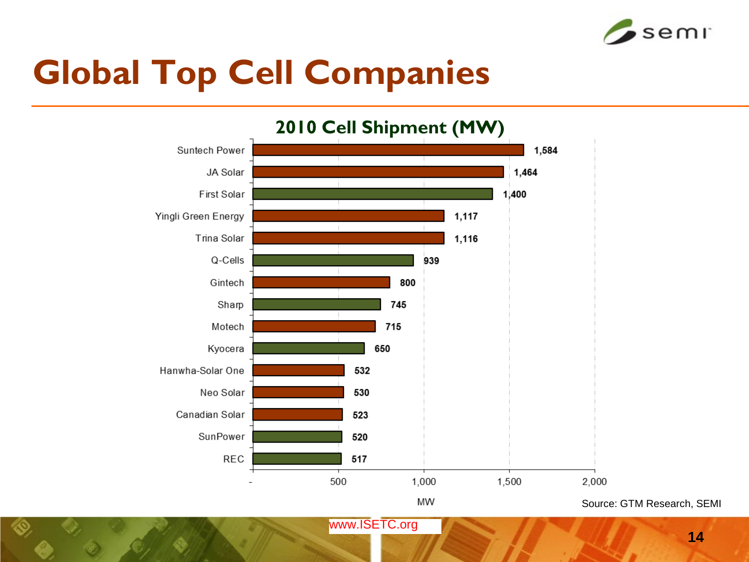# Global Top Cell Companies

## 2010 Cell Shipment (MW)

| Company | MW |
|---|---|
| Suntech Power | 1,584 |
| JA Solar | 1,464 |
| First Solar | 1,400 |
| Yingli Green Energy | 1,117 |
| Trina Solar | 1,116 |
| Q-Cells | 939 |
| Gintech | 800 |
| Sharp | 745 |
| Motech | 715 |
| Kyocera | 650 |
| Hanwha-Solar One | 532 |
| Neo Solar | 530 |
| Canadian Solar | 523 |
| SunPower | 520 |
| REC | 517 |

Source: GTM Research, SEMI

www.ISETC.org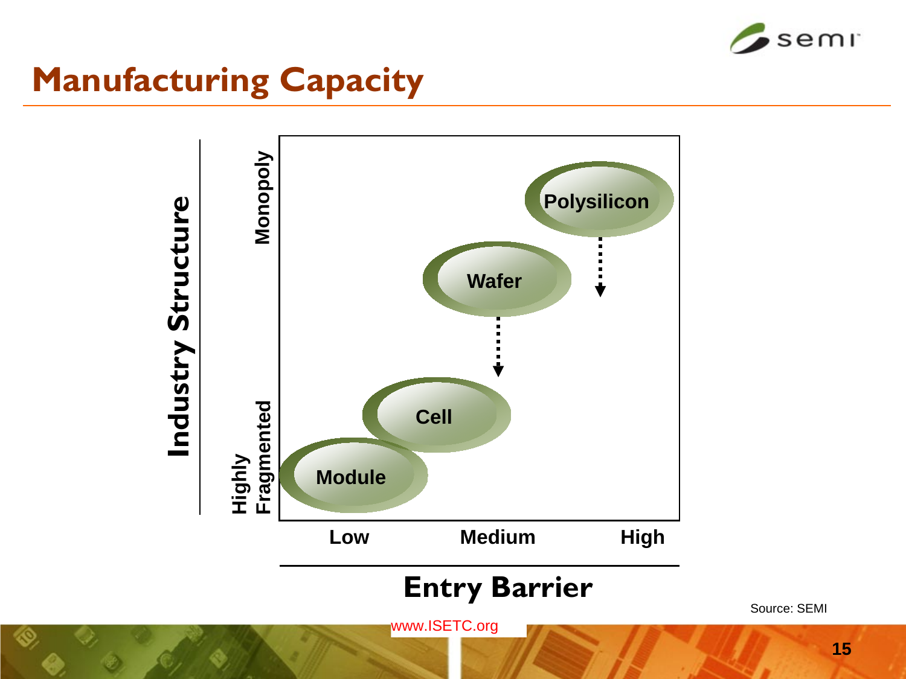# Manufacturing Capacity

Industry Structure

Monopoly

Highly Fragmented

Polysilicon

Wafer

Cell

Module

Low | Medium | High

Entry Barrier

Source: SEMI

www.ISETC.org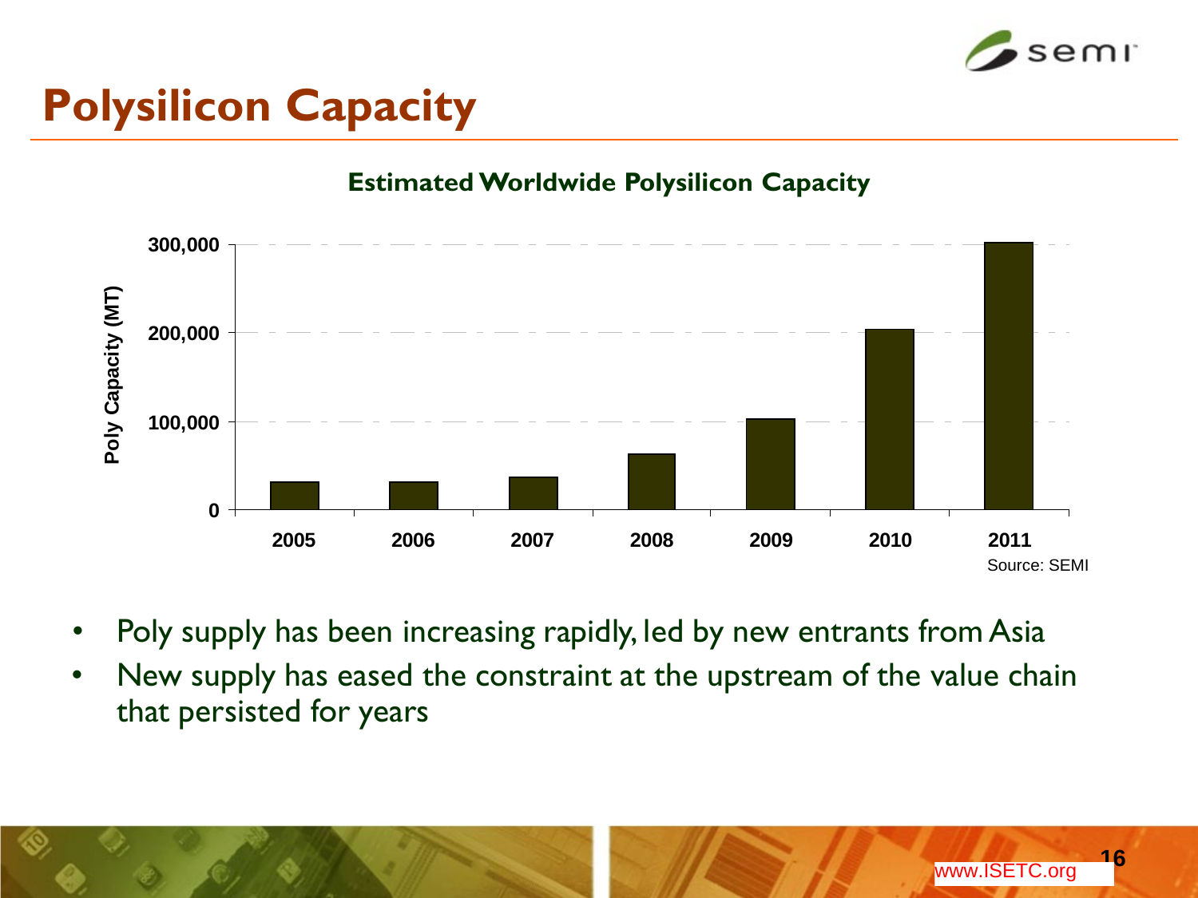# Polysilicon Capacity

**Estimated Worldwide Polysilicon Capacity**

Poly Capacity (MT)

300,000

200,000

100,000

0

2005 2006 2007 2008 2009 2010 2011

Source: SEMI

- Poly supply has been increasing rapidly, led by new entrants from Asia
- New supply has eased the constraint at the upstream of the value chain that persisted for years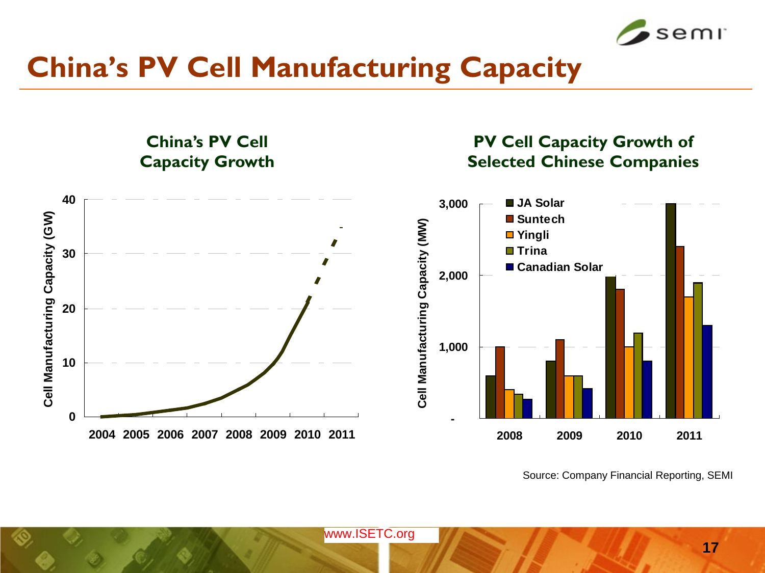# China's PV Cell Manufacturing Capacity

## China's PV Cell Capacity Growth

Cell Manufacturing Capacity (GW)

40
30
20
10
0

2004 2005 2006 2007 2008 2009 2010 2011

## PV Cell Capacity Growth of Selected Chinese Companies

Cell Manufacturing Capacity (MW)

- JA Solar
- Suntech
- Yingli
- Trina
- Canadian Solar

3,000
2,000
1,000
-

2008 2009 2010 2011

Source: Company Financial Reporting, SEMI

www.ISETC.org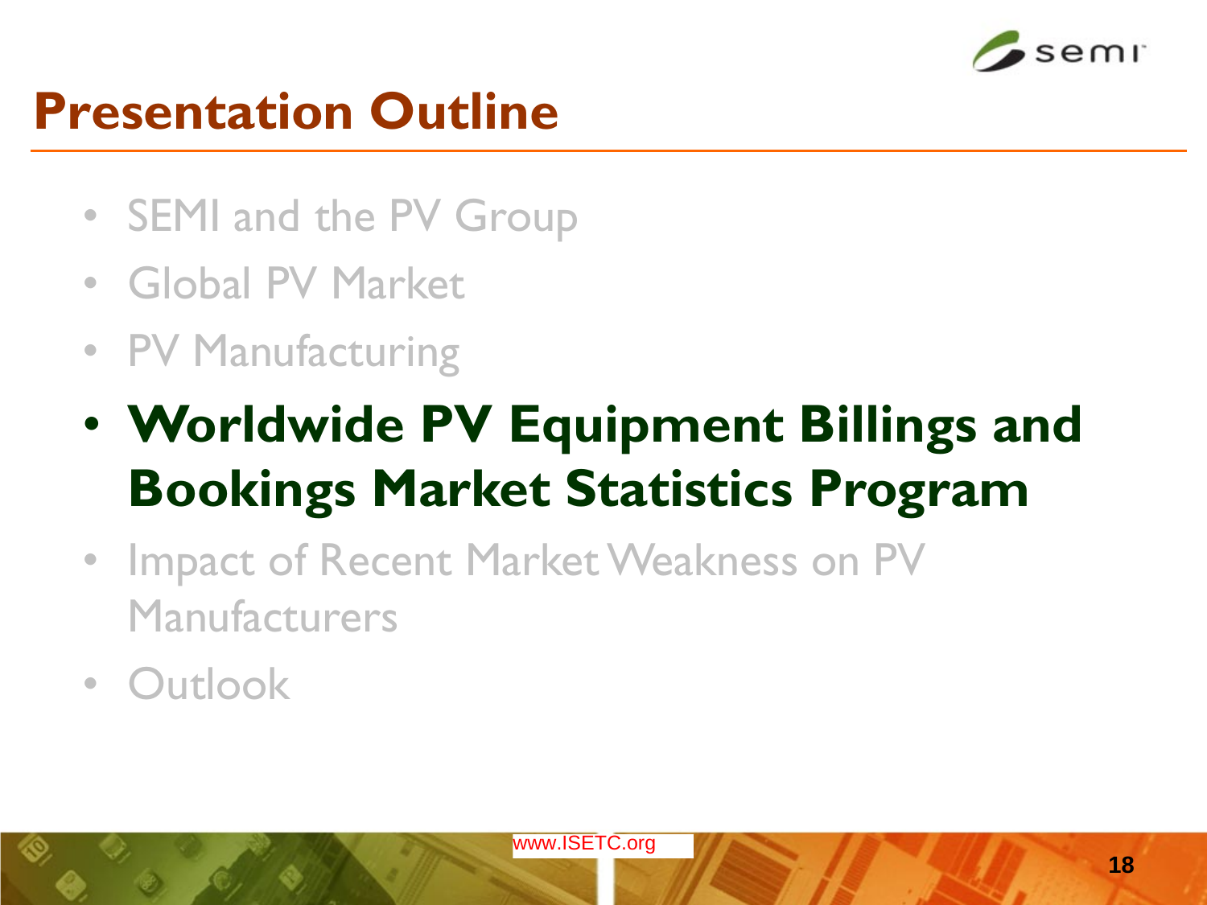# Presentation Outline

- SEMI and the PV Group
- Global PV Market
- PV Manufacturing
- **Worldwide PV Equipment Billings and Bookings Market Statistics Program**
- Impact of Recent Market Weakness on PV Manufacturers
- Outlook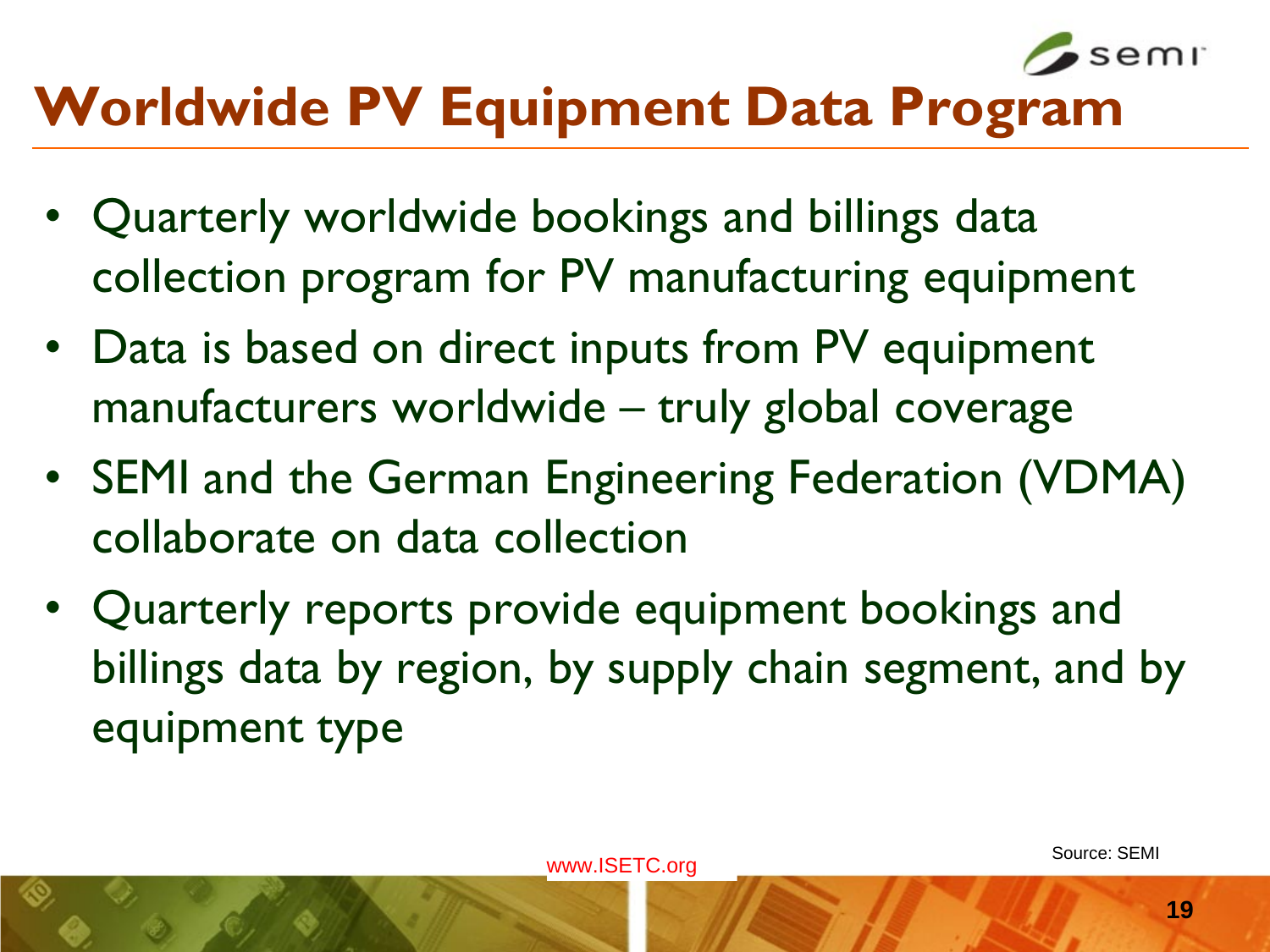# Worldwide PV Equipment Data Program

- Quarterly worldwide bookings and billings data collection program for PV manufacturing equipment
- Data is based on direct inputs from PV equipment manufacturers worldwide – truly global coverage
- SEMI and the German Engineering Federation (VDMA) collaborate on data collection
- Quarterly reports provide equipment bookings and billings data by region, by supply chain segment, and by equipment type

Source: SEMI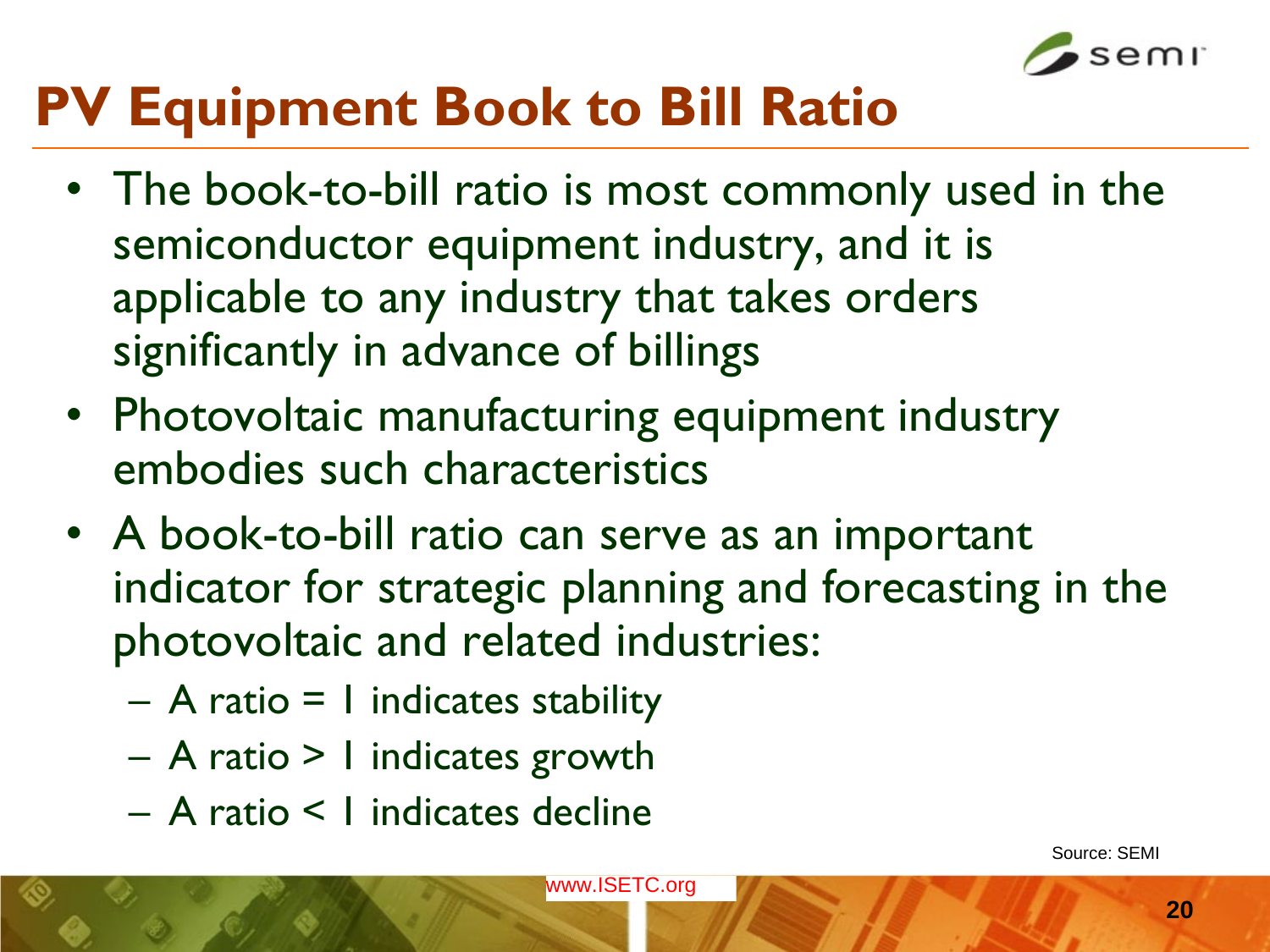# PV Equipment Book to Bill Ratio

- The book-to-bill ratio is most commonly used in the semiconductor equipment industry, and it is applicable to any industry that takes orders significantly in advance of billings
- Photovoltaic manufacturing equipment industry embodies such characteristics
- A book-to-bill ratio can serve as an important indicator for strategic planning and forecasting in the photovoltaic and related industries:
  - A ratio = 1 indicates stability
  - A ratio > 1 indicates growth
  - A ratio < 1 indicates decline

Source: SEMI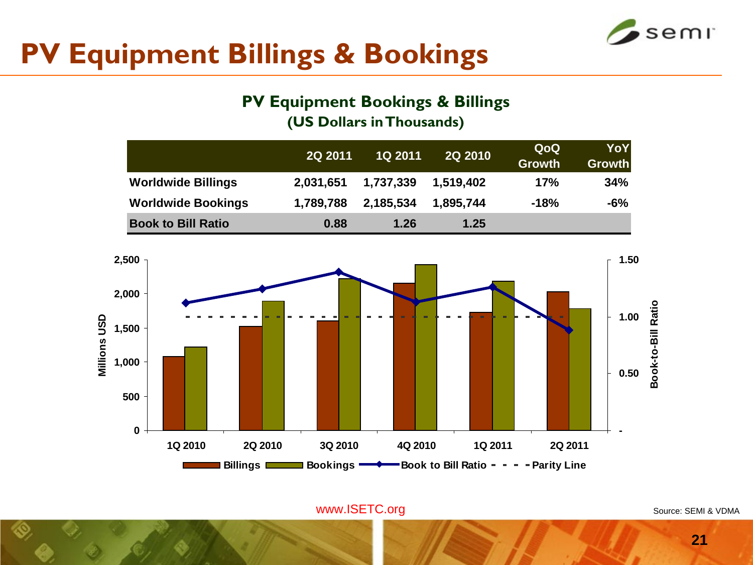# PV Equipment Billings & Bookings

## PV Equipment Bookings & Billings
### (US Dollars in Thousands)

| | 2Q 2011 | 1Q 2011 | 2Q 2010 | QoQ Growth | YoY Growth |
|---|---|---|---|---|---|
| Worldwide Billings | 2,031,651 | 1,737,339 | 1,519,402 | 17% | 34% |
| Worldwide Bookings | 1,789,788 | 2,185,534 | 1,895,744 | -18% | -6% |
| Book to Bill Ratio | 0.88 | 1.26 | 1.25 | | |

Millions USD: 0, 500, 1,000, 1,500, 2,000, 2,500

Book-to-Bill Ratio: -, 0.50, 1.00, 1.50

1Q 2010 | 2Q 2010 | 3Q 2010 | 4Q 2010 | 1Q 2011 | 2Q 2011

Billings | Bookings | Book to Bill Ratio | Parity Line

www.ISETC.org

Source: SEMI & VDMA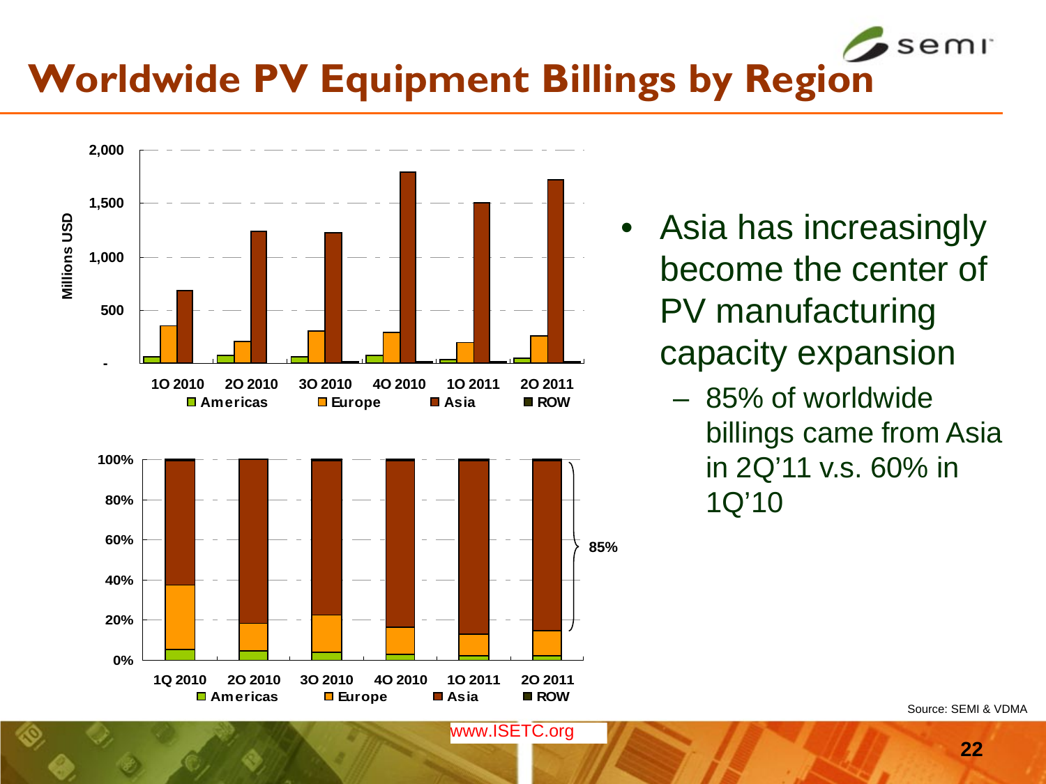# Worldwide PV Equipment Billings by Region

Millions USD

2,000
1,500
1,000
500
-

1Q 2010 | 2Q 2010 | 3Q 2010 | 4Q 2010 | 1Q 2011 | 2Q 2011

Americas | Europe | Asia | ROW

100%
80%
60%
40%
20%
0%

85%

1Q 2010 | 2Q 2010 | 3Q 2010 | 4Q 2010 | 1Q 2011 | 2Q 2011

Americas | Europe | Asia | ROW

- Asia has increasingly become the center of PV manufacturing capacity expansion
  - 85% of worldwide billings came from Asia in 2Q'11 v.s. 60% in 1Q'10

Source: SEMI & VDMA

www.ISETC.org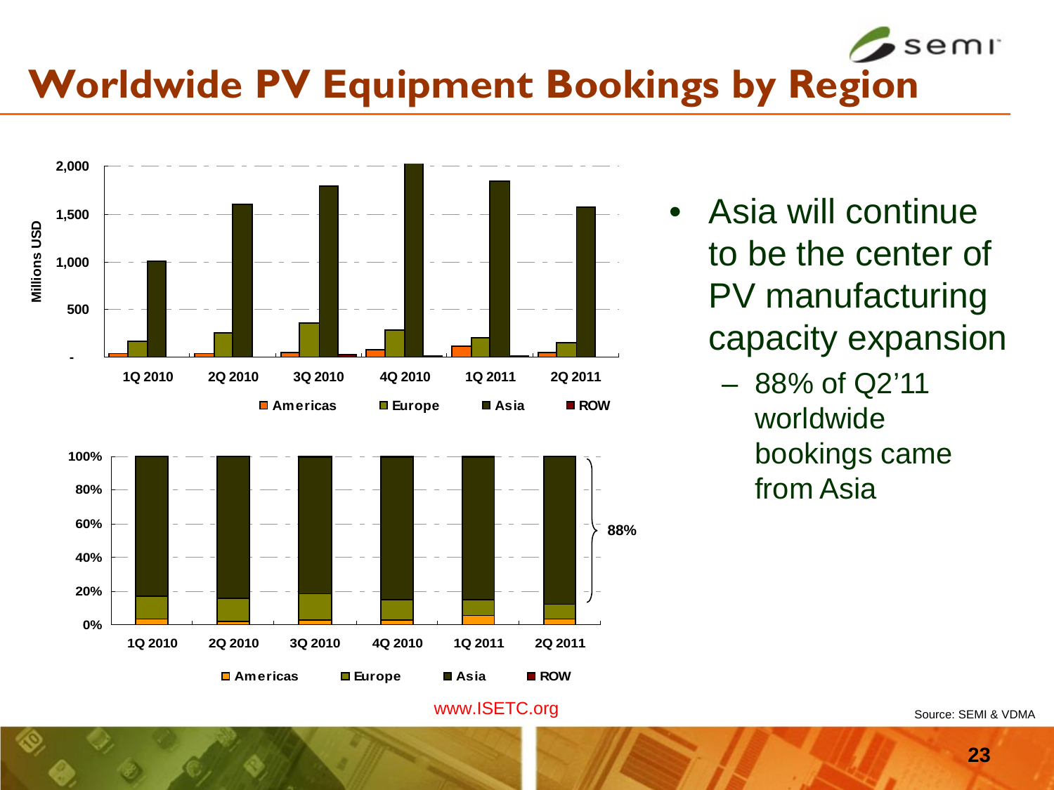# Worldwide PV Equipment Bookings by Region

- Asia will continue to be the center of PV manufacturing capacity expansion
  - 88% of Q2'11 worldwide bookings came from Asia

www.ISETC.org

Source: SEMI & VDMA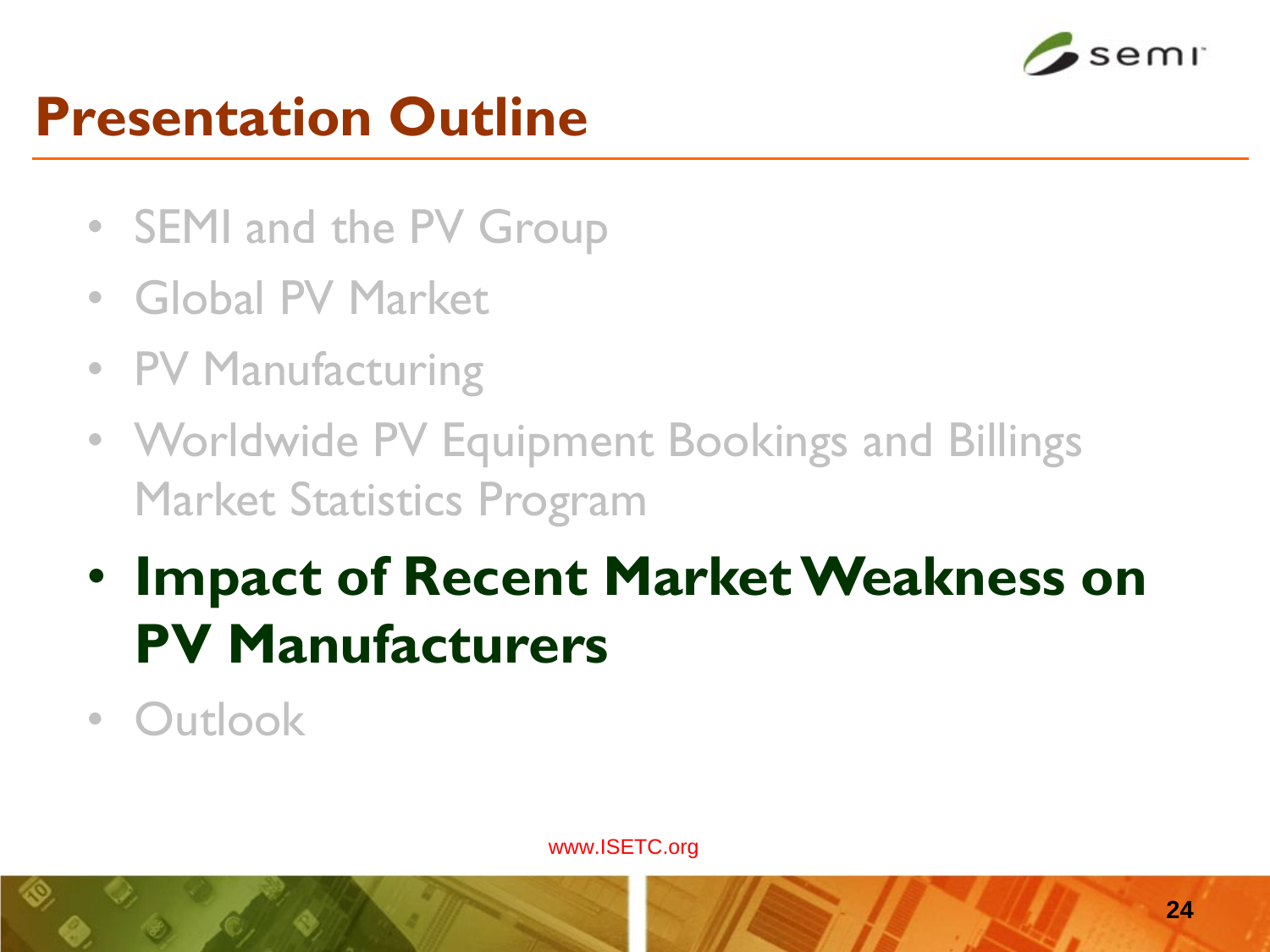# Presentation Outline

- SEMI and the PV Group
- Global PV Market
- PV Manufacturing
- Worldwide PV Equipment Bookings and Billings Market Statistics Program
- **Impact of Recent Market Weakness on PV Manufacturers**
- Outlook

www.ISETC.org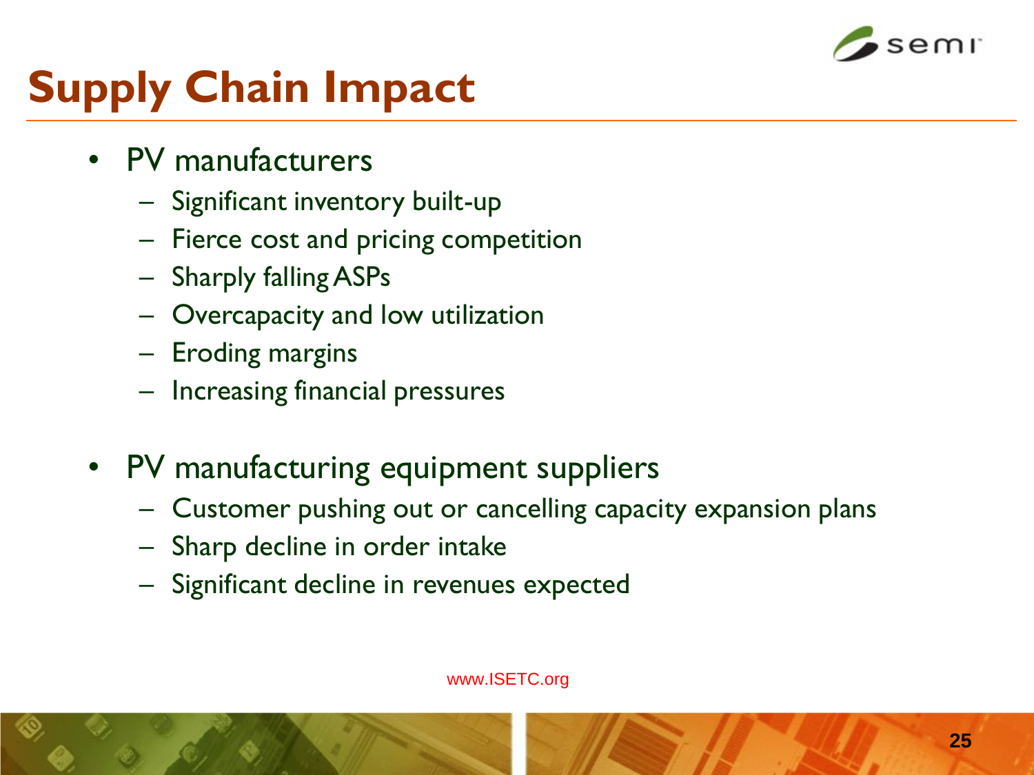# Supply Chain Impact

- PV manufacturers
  - Significant inventory built-up
  - Fierce cost and pricing competition
  - Sharply falling ASPs
  - Overcapacity and low utilization
  - Eroding margins
  - Increasing financial pressures

- PV manufacturing equipment suppliers
  - Customer pushing out or cancelling capacity expansion plans
  - Sharp decline in order intake
  - Significant decline in revenues expected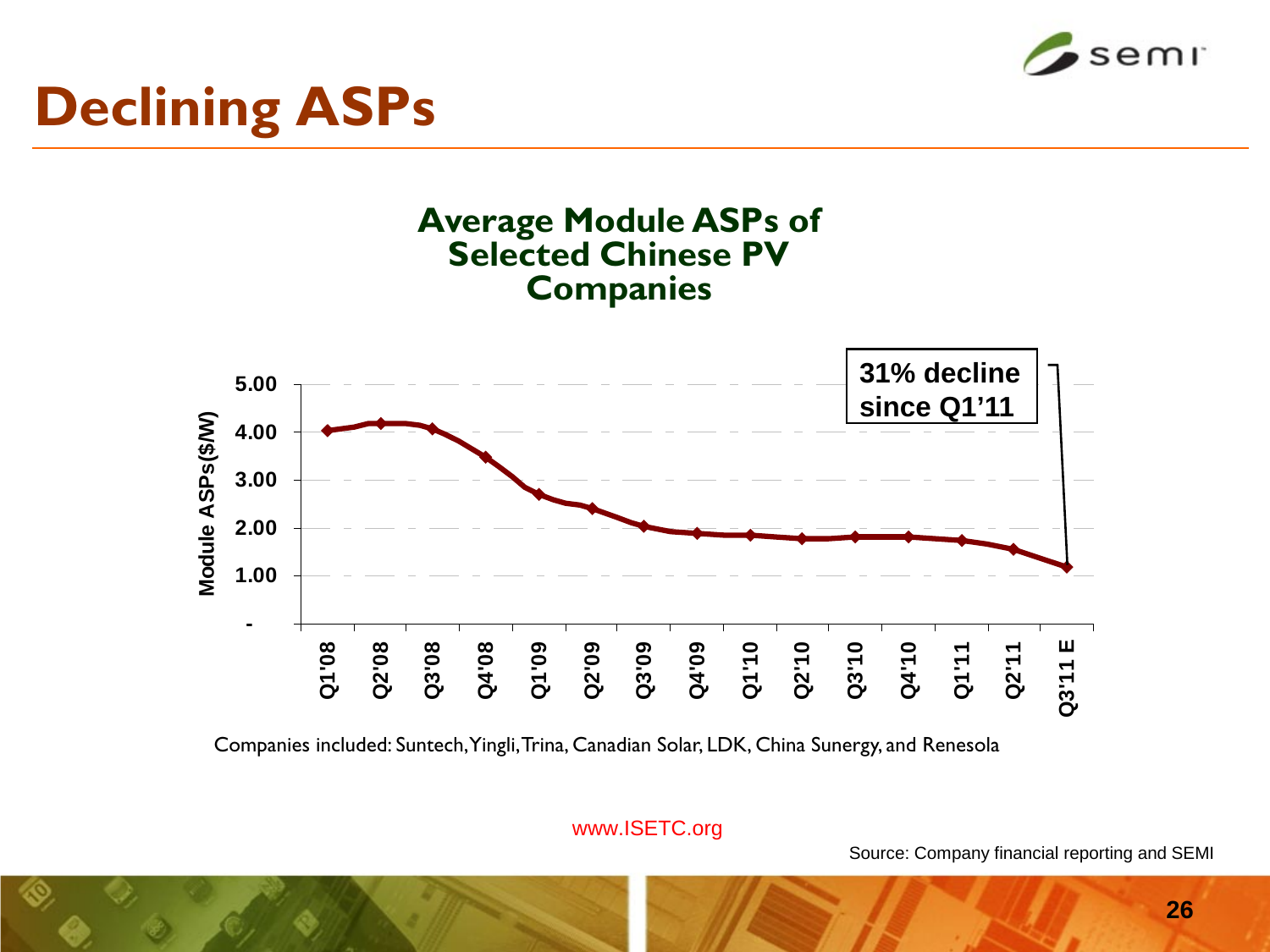# Declining ASPs

**Average Module ASPs of Selected Chinese PV Companies**

| Quarter | Module ASPs($/W) |
|---|---|
| Q1'08 | 4.03 |
| Q2'08 | 4.18 |
| Q3'08 | 4.06 |
| Q4'08 | 3.47 |
| Q1'09 | 2.70 |
| Q2'09 | 2.40 |
| Q3'09 | 2.03 |
| Q4'09 | 1.88 |
| Q1'10 | 1.85 |
| Q2'10 | 1.78 |
| Q3'10 | 1.81 |
| Q4'10 | 1.81 |
| Q1'11 | 1.73 |
| Q2'11 | 1.55 |
| Q3'11 E | 1.18 |

**31% decline since Q1'11**

Companies included: Suntech, Yingli, Trina, Canadian Solar, LDK, China Sunergy, and Renesola

www.ISETC.org

Source: Company financial reporting and SEMI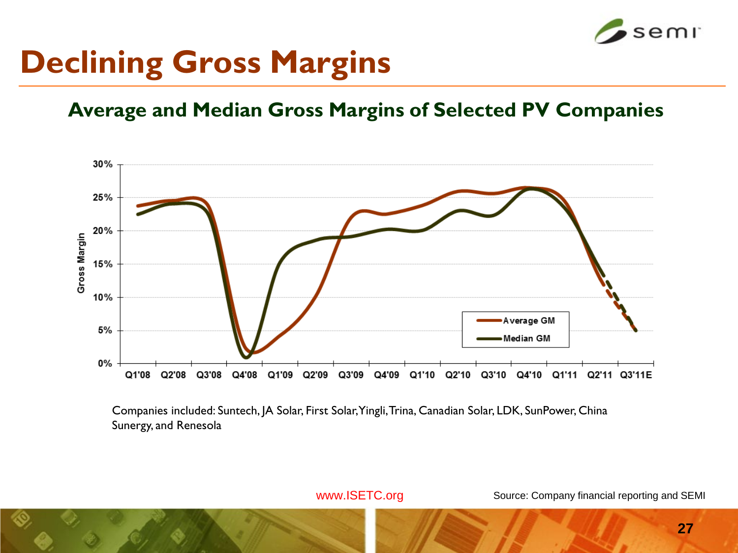# Declining Gross Margins

## Average and Median Gross Margins of Selected PV Companies

Companies included: Suntech, JA Solar, First Solar, Yingli, Trina, Canadian Solar, LDK, SunPower, China Sunergy, and Renesola

www.ISETC.org

Source: Company financial reporting and SEMI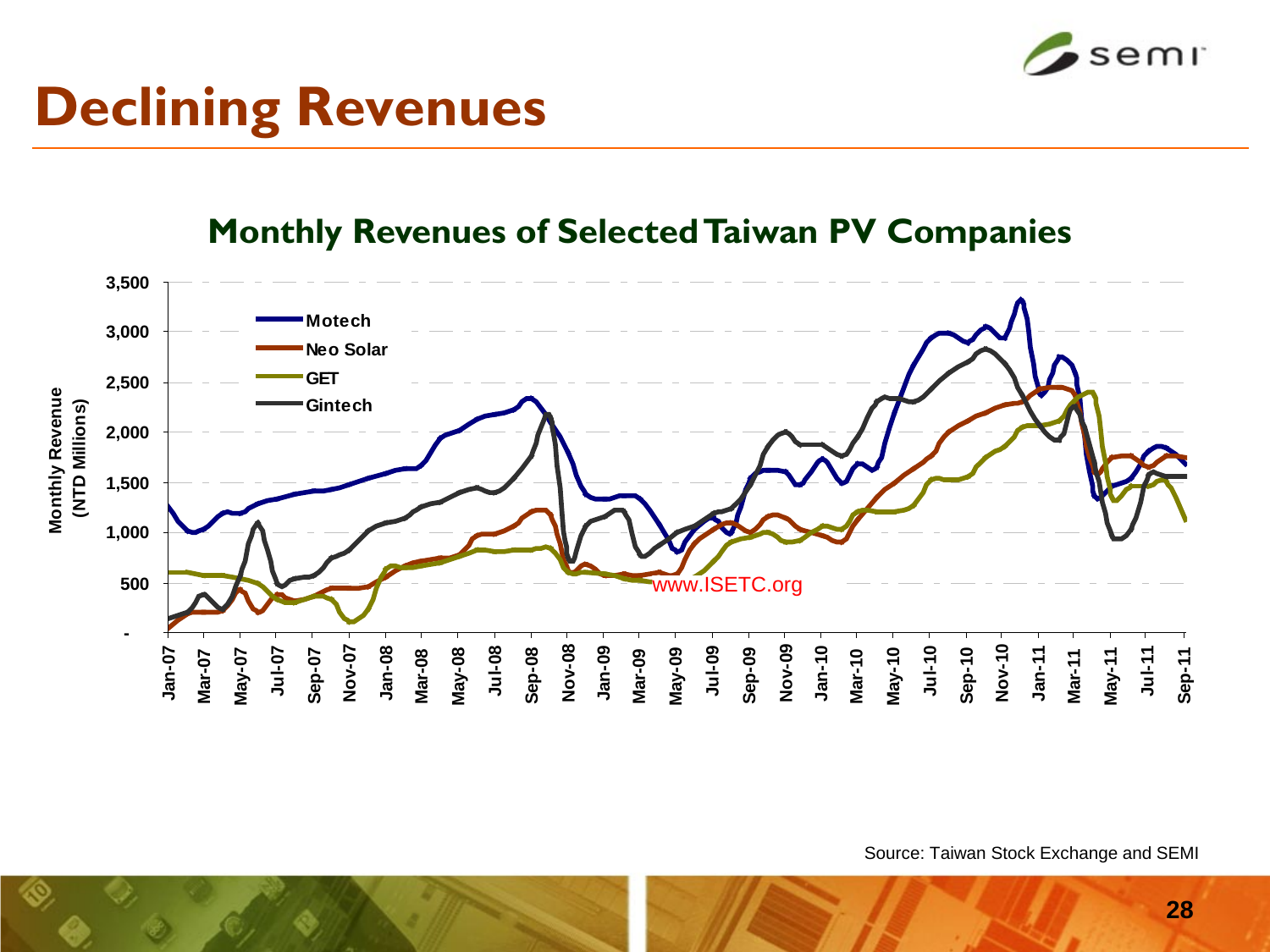# Declining Revenues

## Monthly Revenues of Selected Taiwan PV Companies

Monthly Revenue (NTD Millions)

3,500
3,000
2,500
2,000
1,500
1,000
500
-

Motech
Neo Solar
GET
Gintech

www.ISETC.org

Jan-07 Mar-07 May-07 Jul-07 Sep-07 Nov-07 Jan-08 Mar-08 May-08 Jul-08 Sep-08 Nov-08 Jan-09 Mar-09 May-09 Jul-09 Sep-09 Nov-09 Jan-10 Mar-10 May-10 Jul-10 Sep-10 Nov-10 Jan-11 Mar-11 May-11 Jul-11 Sep-11

Source: Taiwan Stock Exchange and SEMI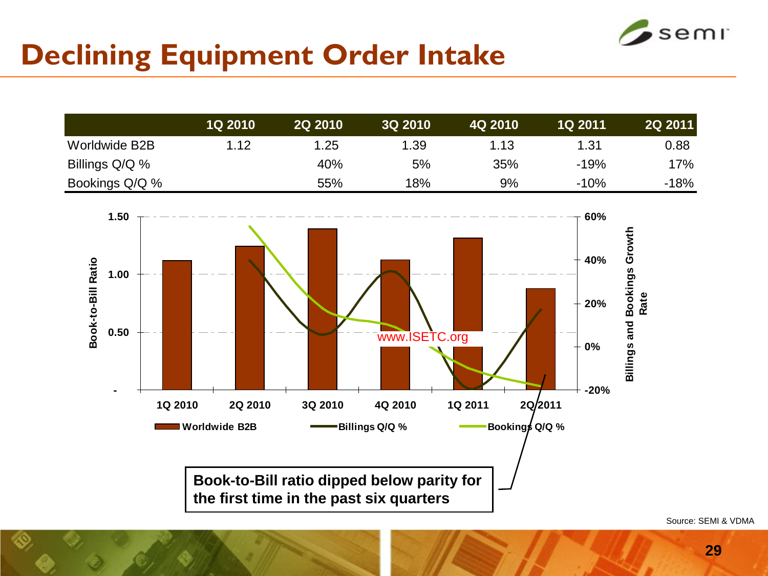# Declining Equipment Order Intake

| | 1Q 2010 | 2Q 2010 | 3Q 2010 | 4Q 2010 | 1Q 2011 | 2Q 2011 |
|---|---|---|---|---|---|---|
| Worldwide B2B | 1.12 | 1.25 | 1.39 | 1.13 | 1.31 | 0.88 |
| Billings Q/Q % | | 40% | 5% | 35% | -19% | 17% |
| Bookings Q/Q % | | 55% | 18% | 9% | -10% | -18% |

Book-to-Bill ratio dipped below parity for the first time in the past six quarters

Source: SEMI & VDMA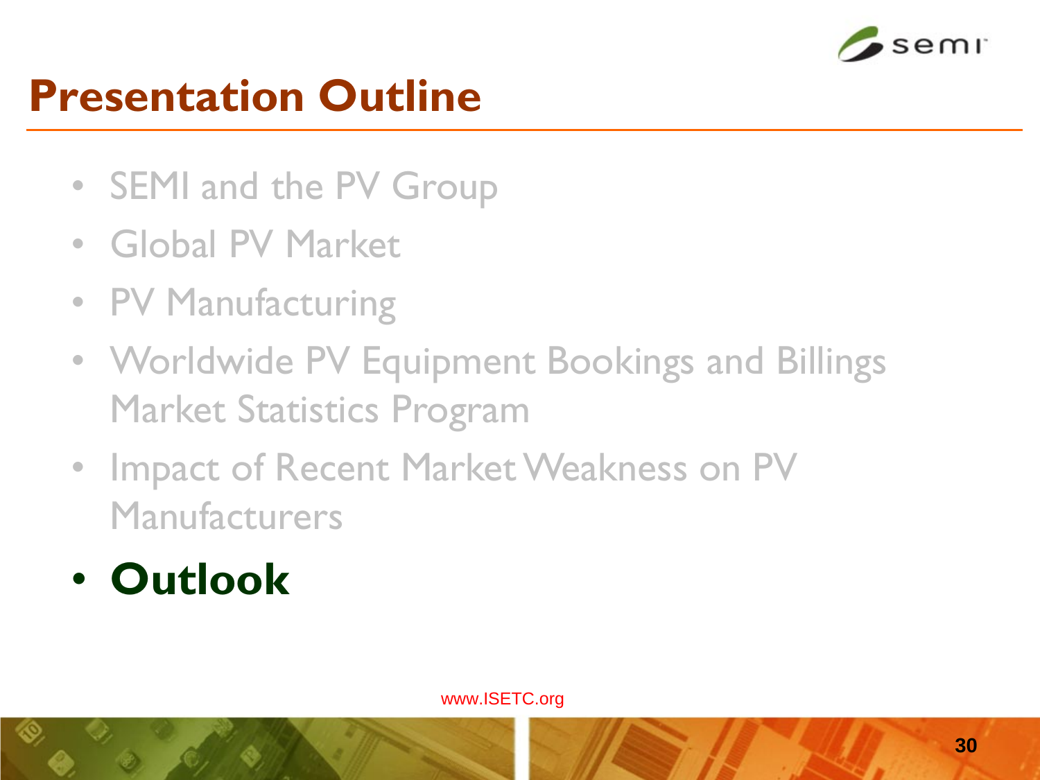# Presentation Outline

- SEMI and the PV Group
- Global PV Market
- PV Manufacturing
- Worldwide PV Equipment Bookings and Billings Market Statistics Program
- Impact of Recent Market Weakness on PV Manufacturers
- **Outlook**

www.ISETC.org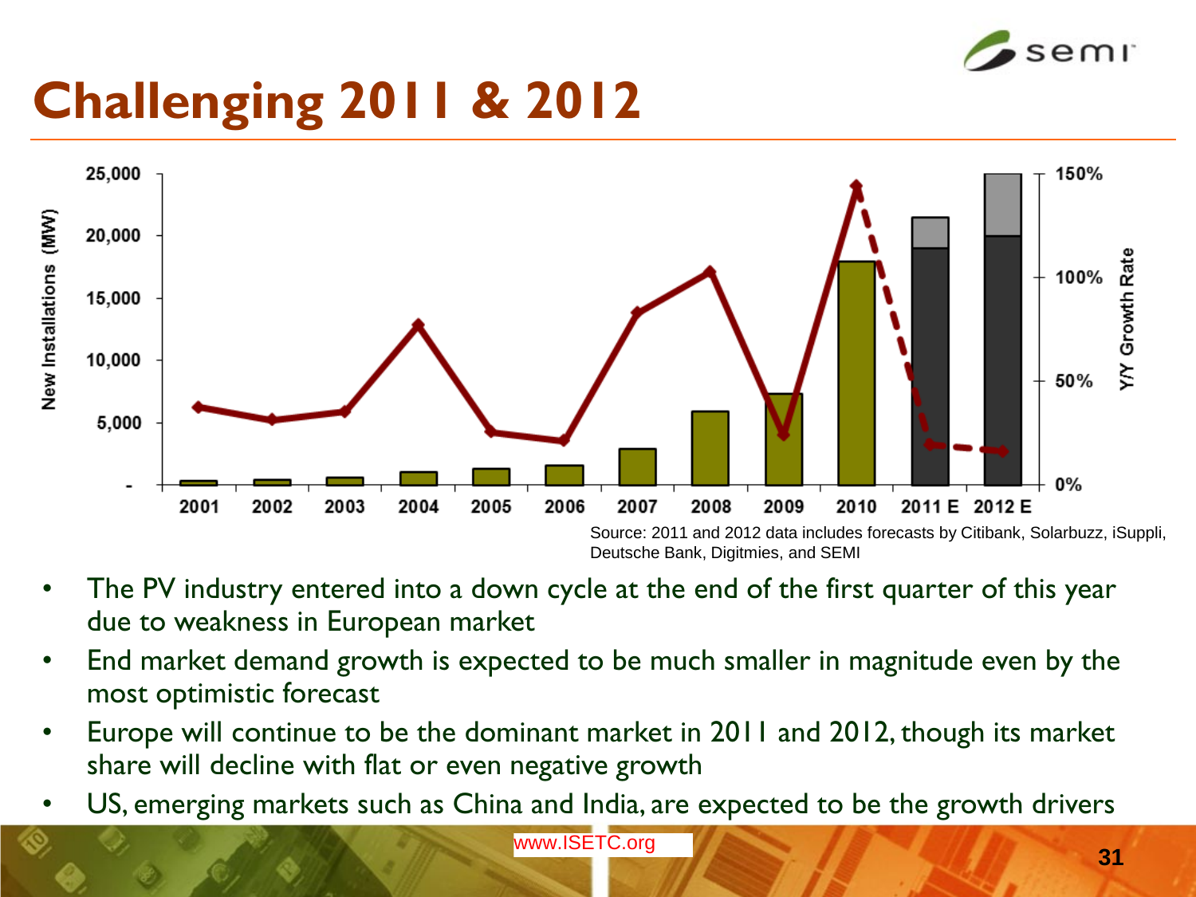# Challenging 2011 & 2012

Source: 2011 and 2012 data includes forecasts by Citibank, Solarbuzz, iSuppli, Deutsche Bank, Digitmies, and SEMI

- The PV industry entered into a down cycle at the end of the first quarter of this year due to weakness in European market
- End market demand growth is expected to be much smaller in magnitude even by the most optimistic forecast
- Europe will continue to be the dominant market in 2011 and 2012, though its market share will decline with flat or even negative growth
- US, emerging markets such as China and India, are expected to be the growth drivers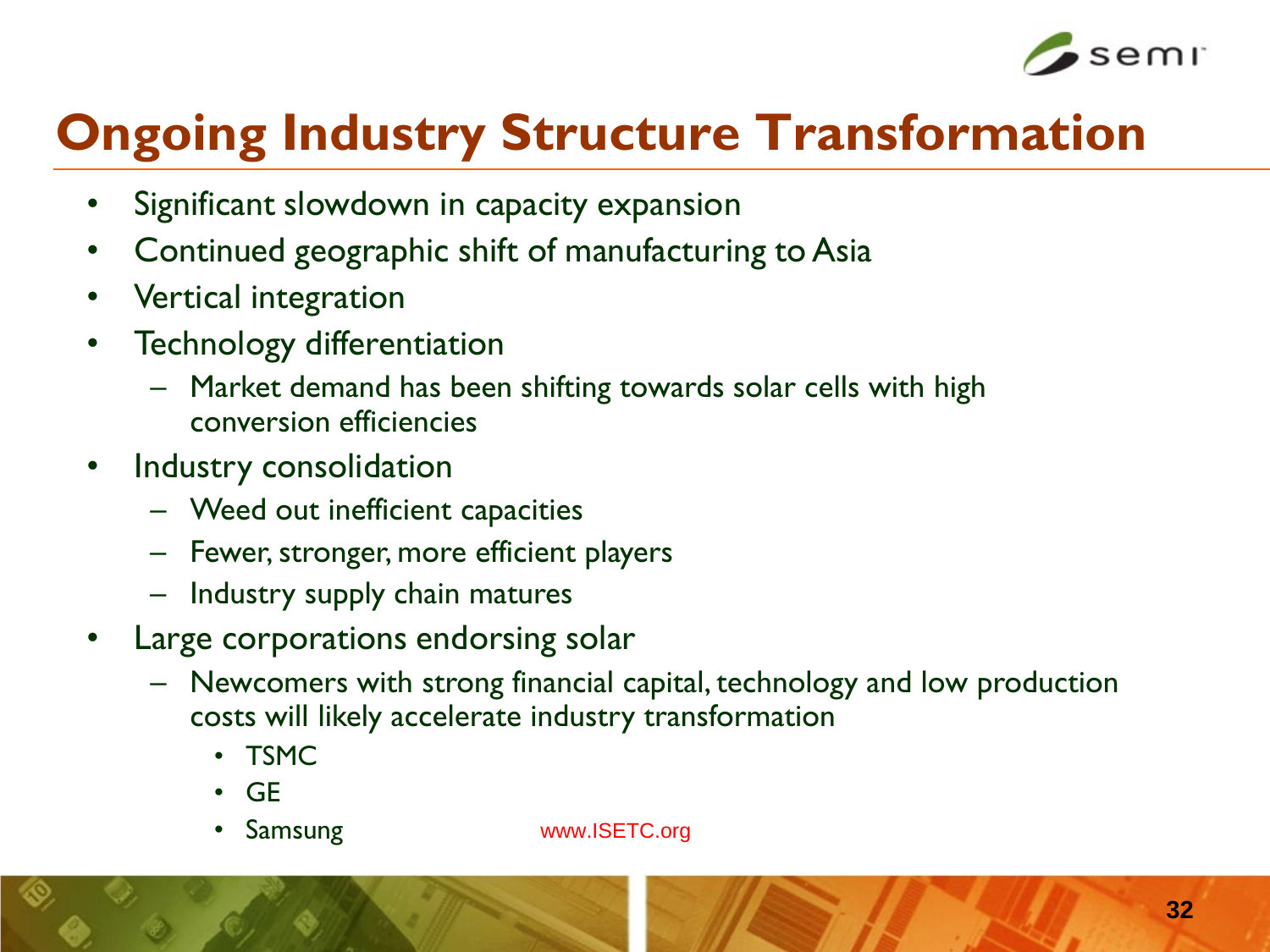# Ongoing Industry Structure Transformation

- Significant slowdown in capacity expansion
- Continued geographic shift of manufacturing to Asia
- Vertical integration
- Technology differentiation
  - Market demand has been shifting towards solar cells with high conversion efficiencies
- Industry consolidation
  - Weed out inefficient capacities
  - Fewer, stronger, more efficient players
  - Industry supply chain matures
- Large corporations endorsing solar
  - Newcomers with strong financial capital, technology and low production costs will likely accelerate industry transformation
    - TSMC
    - GE
    - Samsung

www.ISETC.org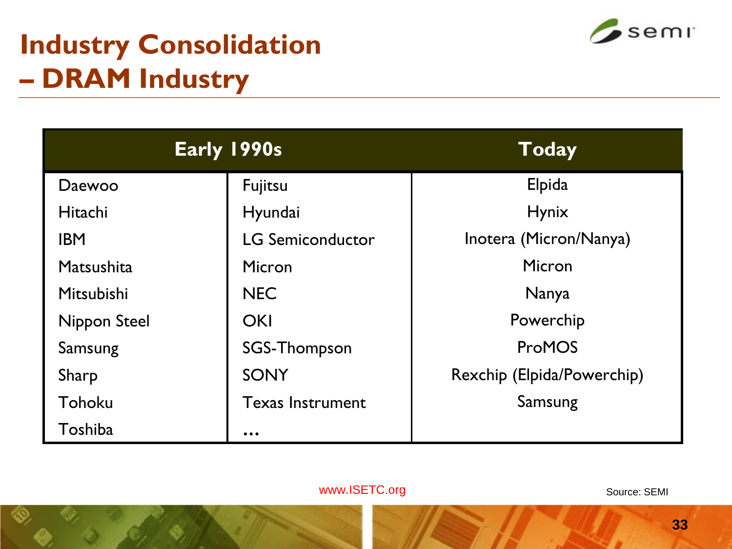# Industry Consolidation – DRAM Industry

| Early 1990s | | Today |
|---|---|---|
| Daewoo | Fujitsu | Elpida |
| Hitachi | Hyundai | Hynix |
| IBM | LG Semiconductor | Inotera (Micron/Nanya) |
| Matsushita | Micron | Micron |
| Mitsubishi | NEC | Nanya |
| Nippon Steel | OKI | Powerchip |
| Samsung | SGS-Thompson | ProMOS |
| Sharp | SONY | Rexchip (Elpida/Powerchip) |
| Tohoku | Texas Instrument | Samsung |
| Toshiba | … | |

www.ISETC.org

Source: SEMI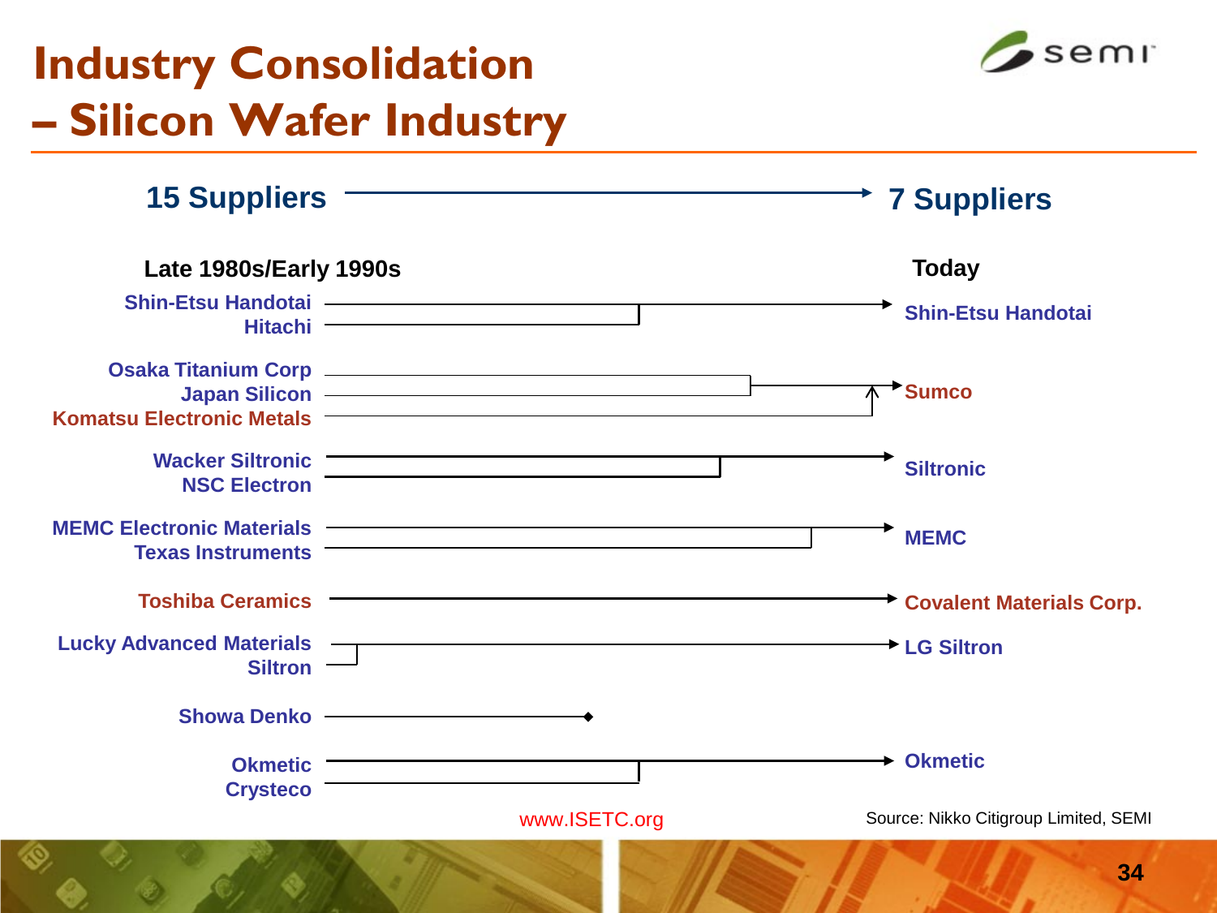# Industry Consolidation – Silicon Wafer Industry

**15 Suppliers → 7 Suppliers**

| Late 1980s/Early 1990s | Today |
|---|---|
| Shin-Etsu Handotai<br>Hitachi | Shin-Etsu Handotai |
| Osaka Titanium Corp<br>Japan Silicon<br>Komatsu Electronic Metals | Sumco |
| Wacker Siltronic<br>NSC Electron | Siltronic |
| MEMC Electronic Materials<br>Texas Instruments | MEMC |
| Toshiba Ceramics | Covalent Materials Corp. |
| Lucky Advanced Materials<br>Siltron | LG Siltron |
| Showa Denko | |
| Okmetic<br>Crysteco | Okmetic |

www.ISETC.org

Source: Nikko Citigroup Limited, SEMI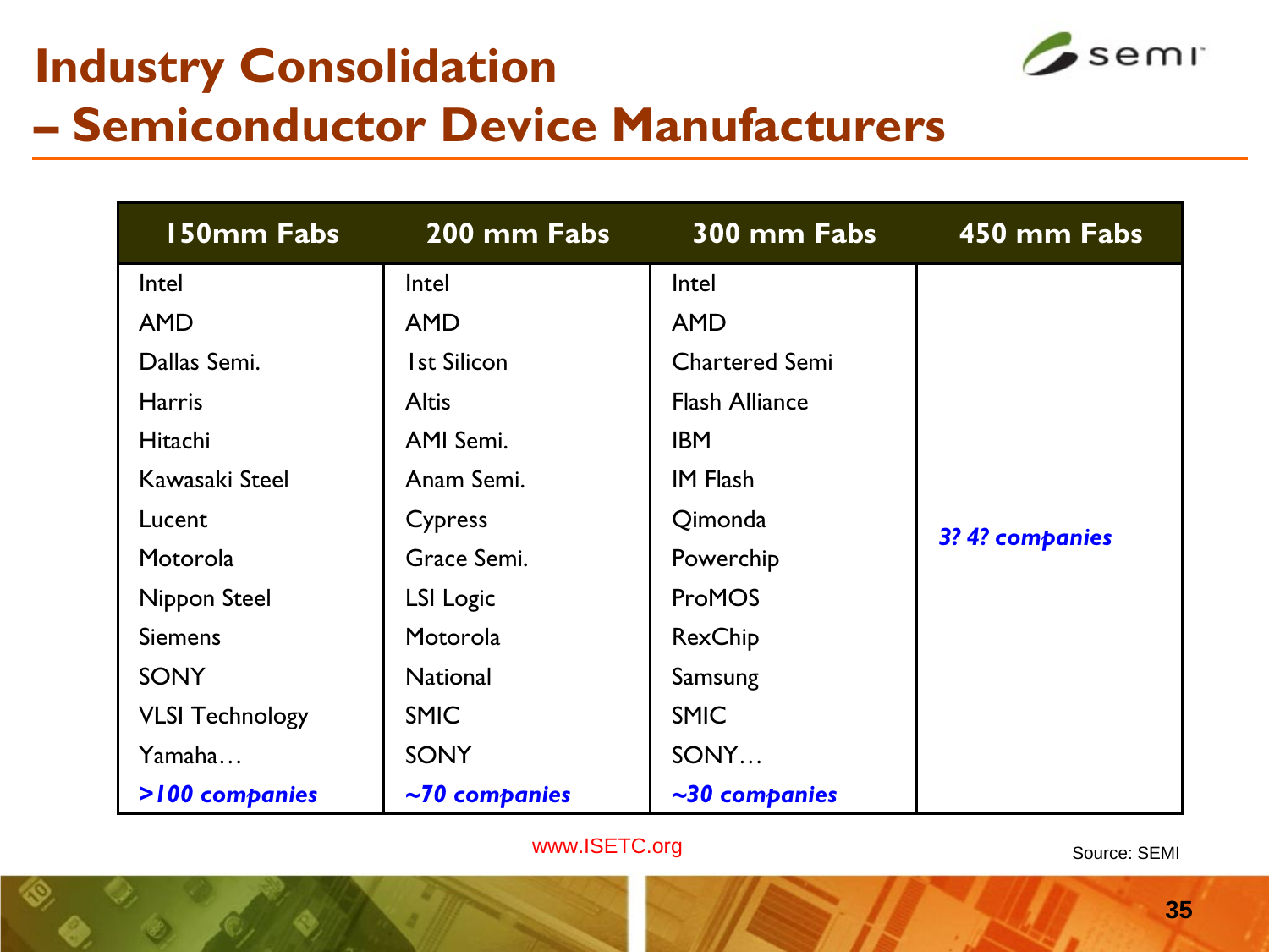# Industry Consolidation – Semiconductor Device Manufacturers

| 150mm Fabs | 200 mm Fabs | 300 mm Fabs | 450 mm Fabs |
|---|---|---|---|
| Intel | Intel | Intel | |
| AMD | AMD | AMD | |
| Dallas Semi. | 1st Silicon | Chartered Semi | |
| Harris | Altis | Flash Alliance | |
| Hitachi | AMI Semi. | IBM | |
| Kawasaki Steel | Anam Semi. | IM Flash | |
| Lucent | Cypress | Qimonda | *3? 4? companies* |
| Motorola | Grace Semi. | Powerchip | |
| Nippon Steel | LSI Logic | ProMOS | |
| Siemens | Motorola | RexChip | |
| SONY | National | Samsung | |
| VLSI Technology | SMIC | SMIC | |
| Yamaha… | SONY | SONY… | |
| ***>100 companies*** | ***~70 companies*** | ***~30 companies*** | |

www.ISETC.org

Source: SEMI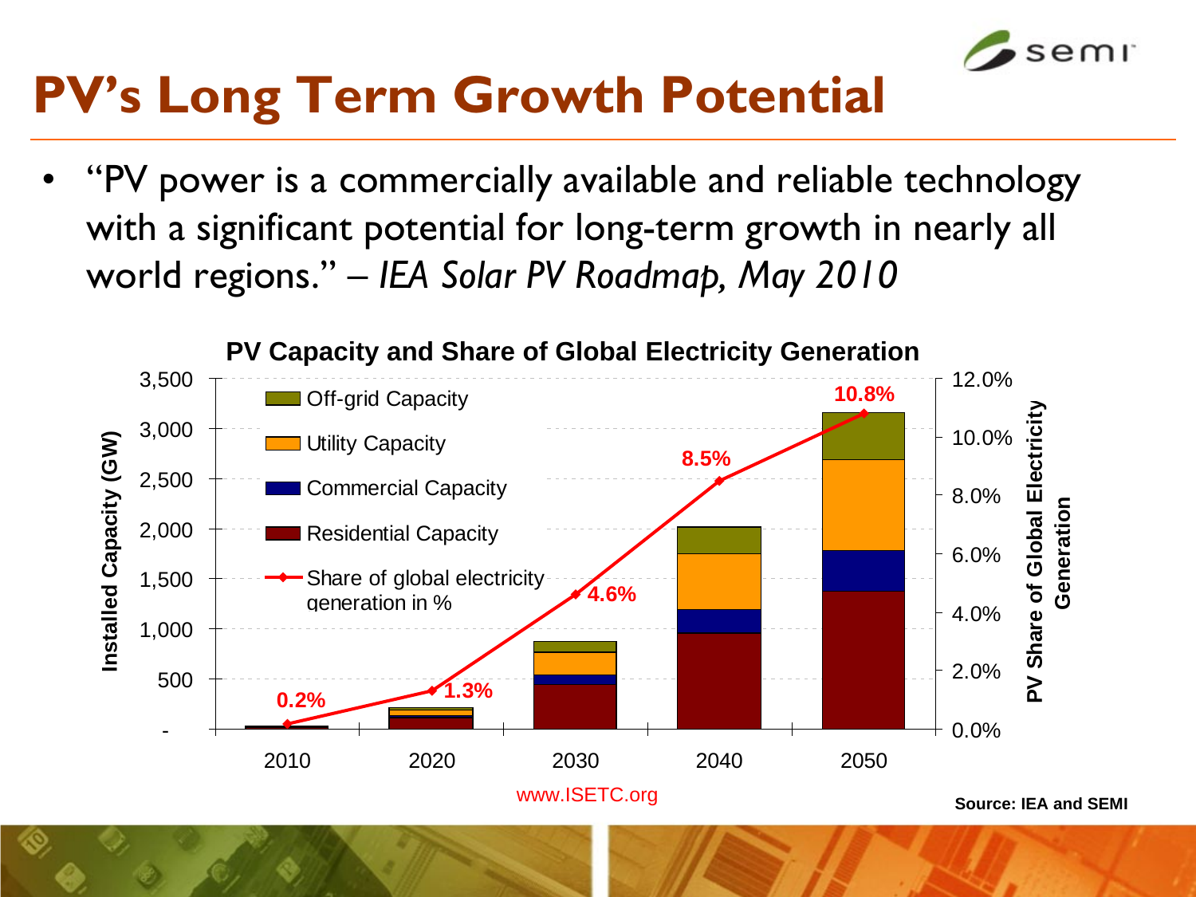# PV's Long Term Growth Potential

- "PV power is a commercially available and reliable technology with a significant potential for long-term growth in nearly all world regions." – *IEA Solar PV Roadmap, May 2010*

**PV Capacity and Share of Global Electricity Generation**

| Year | Share of global electricity generation in % |
|---|---|
| 2010 | 0.2% |
| 2020 | 1.3% |
| 2030 | 4.6% |
| 2040 | 8.5% |
| 2050 | 10.8% |

Left axis: Installed Capacity (GW); Right axis: PV Share of Global Electricity Generation

Legend: Off-grid Capacity; Utility Capacity; Commercial Capacity; Residential Capacity; Share of global electricity generation in %

www.ISETC.org

**Source: IEA and SEMI**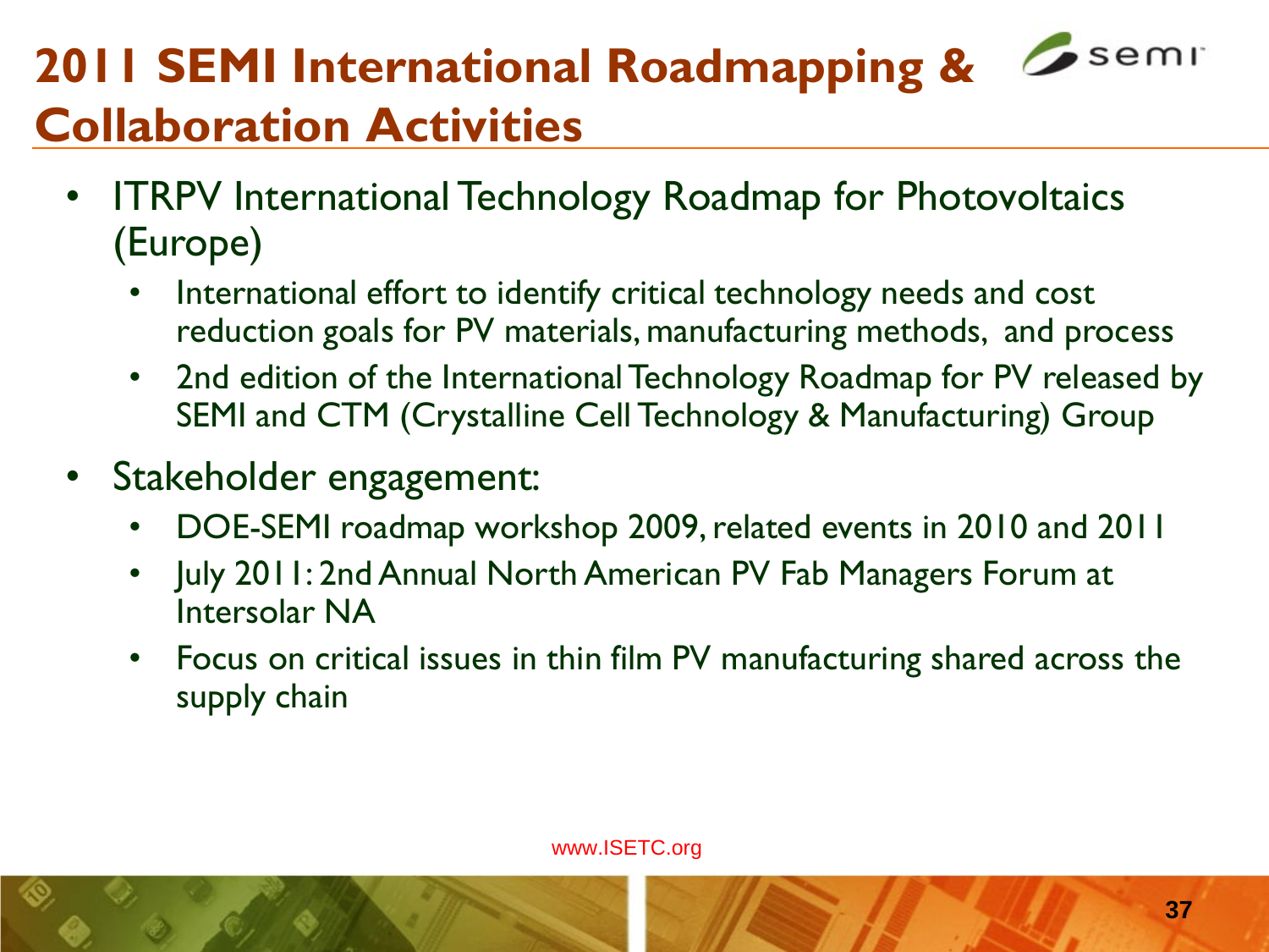# 2011 SEMI International Roadmapping & Collaboration Activities

- ITRPV International Technology Roadmap for Photovoltaics (Europe)
  - International effort to identify critical technology needs and cost reduction goals for PV materials, manufacturing methods, and process
  - 2nd edition of the International Technology Roadmap for PV released by SEMI and CTM (Crystalline Cell Technology & Manufacturing) Group
- Stakeholder engagement:
  - DOE-SEMI roadmap workshop 2009, related events in 2010 and 2011
  - July 2011: 2nd Annual North American PV Fab Managers Forum at Intersolar NA
  - Focus on critical issues in thin film PV manufacturing shared across the supply chain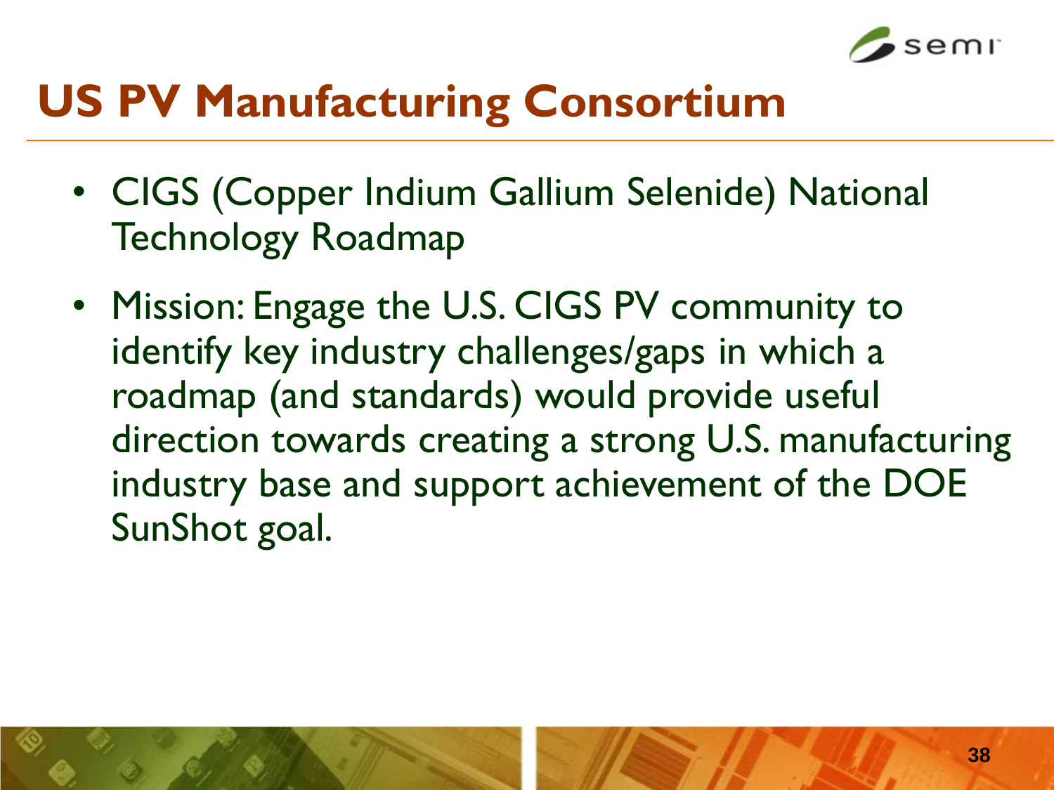# US PV Manufacturing Consortium

- CIGS (Copper Indium Gallium Selenide) National Technology Roadmap
- Mission: Engage the U.S. CIGS PV community to identify key industry challenges/gaps in which a roadmap (and standards) would provide useful direction towards creating a strong U.S. manufacturing industry base and support achievement of the DOE SunShot goal.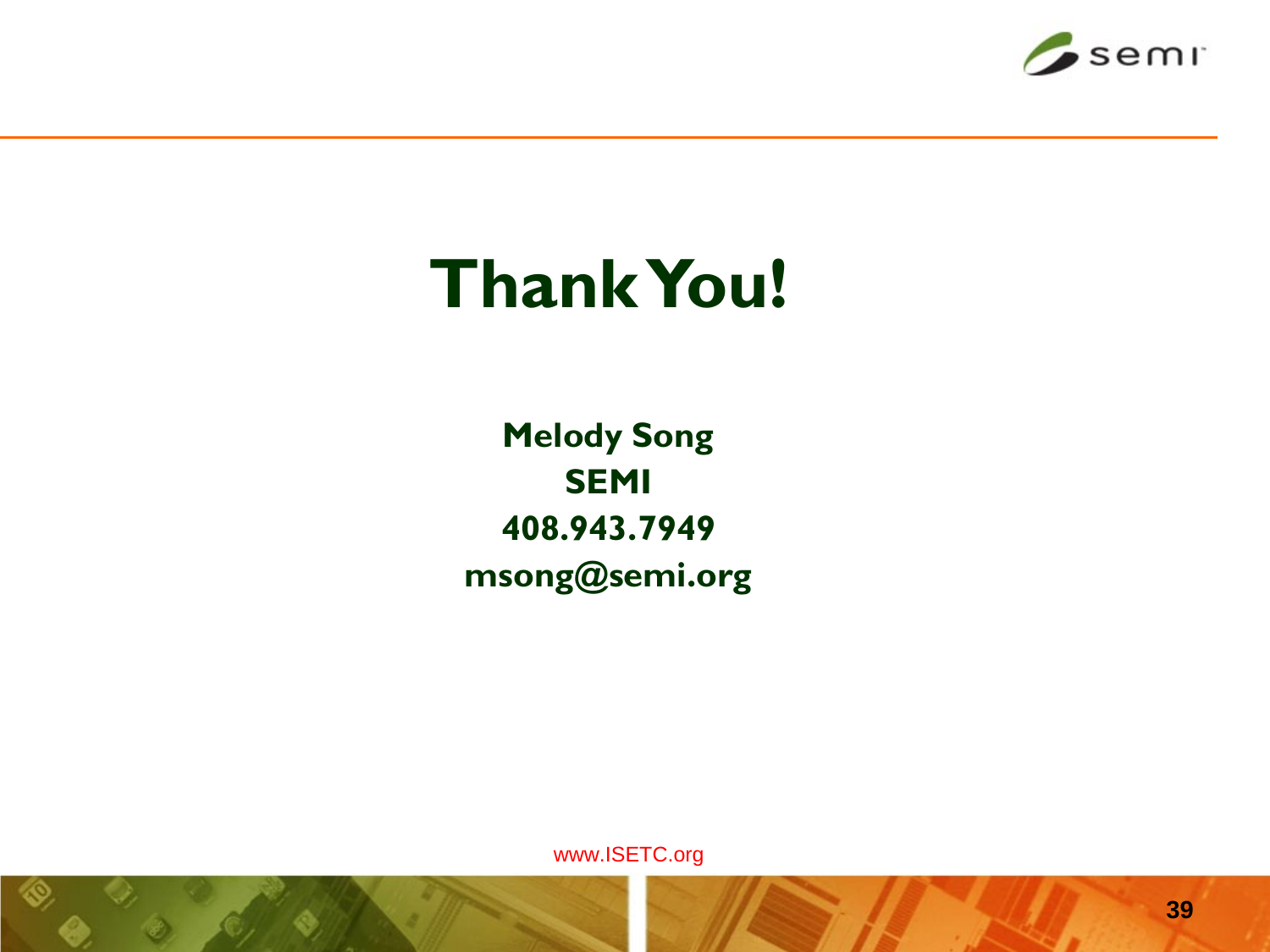# Thank You!

**Melody Song**
**SEMI**
**408.943.7949**
**msong@semi.org**

www.ISETC.org